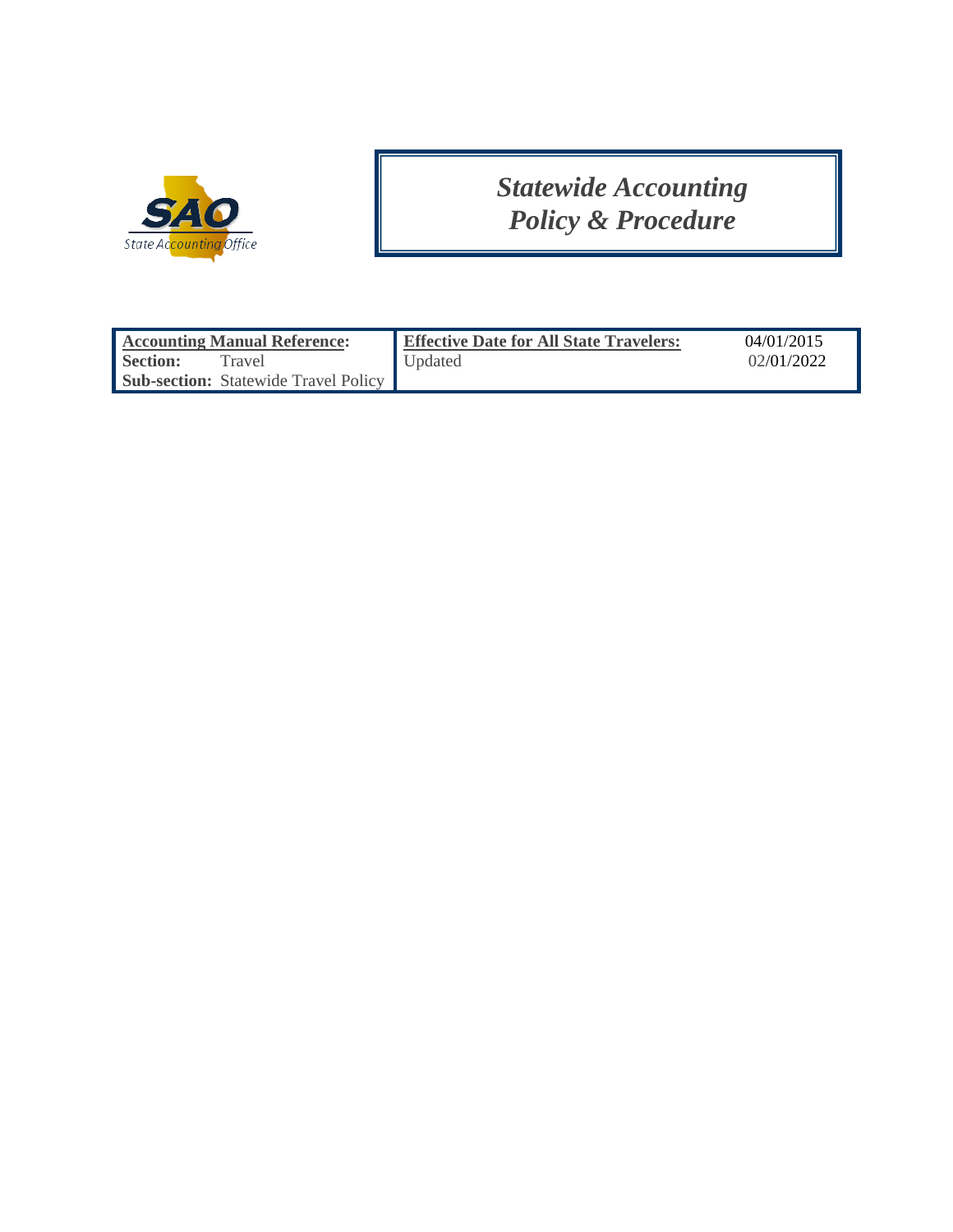SAO
State Accounting Office

# *Statewide Accounting Policy & Procedure*

| **Accounting Manual Reference:** | | **Effective Date for All State Travelers:** | 04/01/2015 |
|---|---|---|---|
| **Section:** | Travel | Updated | 02/01/2022 |
| **Sub-section:** | Statewide Travel Policy | | |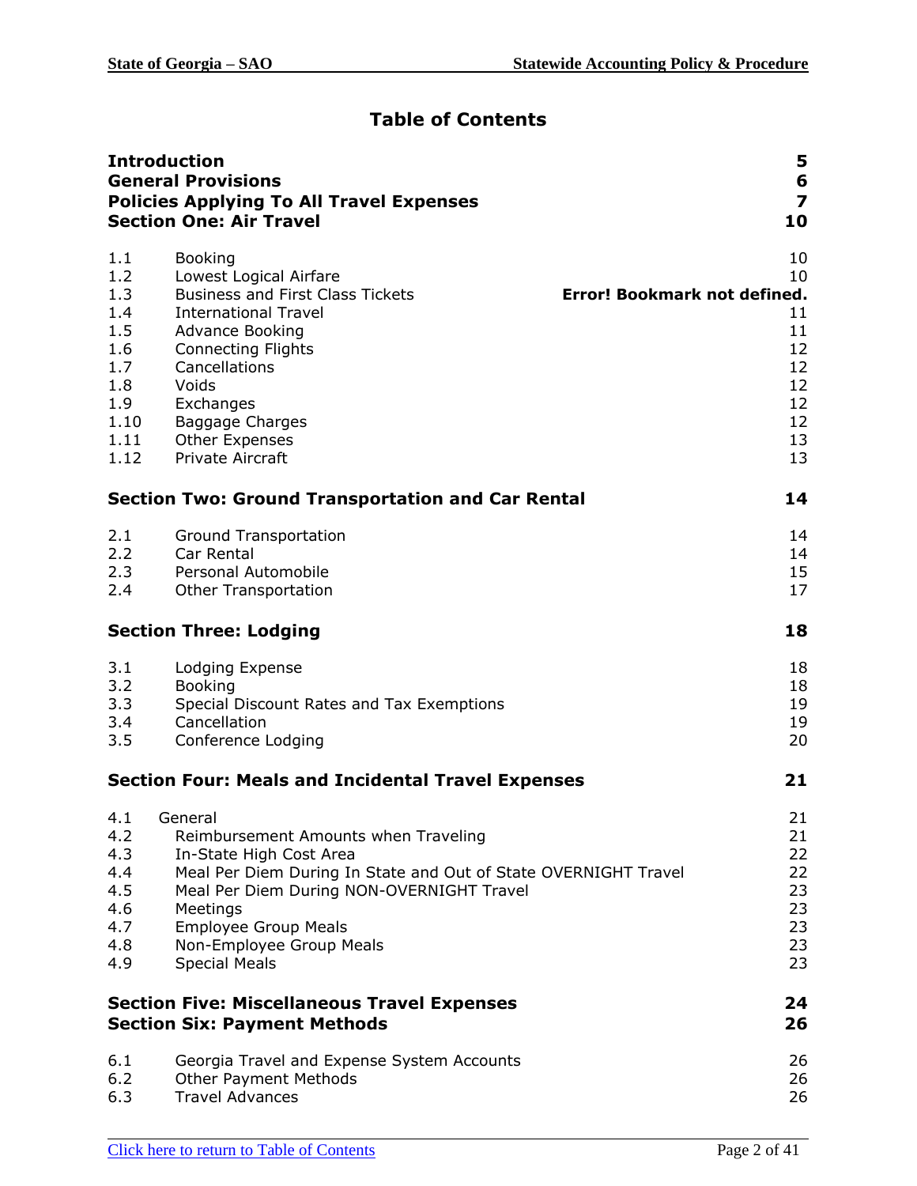# Table of Contents

| | | |
|---|---|---|
| **Introduction** | | **5** |
| **General Provisions** | | **6** |
| **Policies Applying To All Travel Expenses** | | **7** |
| **Section One: Air Travel** | | **10** |
| 1.1 | Booking | 10 |
| 1.2 | Lowest Logical Airfare | 10 |
| 1.3 | Business and First Class Tickets | **Error! Bookmark not defined.** |
| 1.4 | International Travel | 11 |
| 1.5 | Advance Booking | 11 |
| 1.6 | Connecting Flights | 12 |
| 1.7 | Cancellations | 12 |
| 1.8 | Voids | 12 |
| 1.9 | Exchanges | 12 |
| 1.10 | Baggage Charges | 12 |
| 1.11 | Other Expenses | 13 |
| 1.12 | Private Aircraft | 13 |
| **Section Two: Ground Transportation and Car Rental** | | **14** |
| 2.1 | Ground Transportation | 14 |
| 2.2 | Car Rental | 14 |
| 2.3 | Personal Automobile | 15 |
| 2.4 | Other Transportation | 17 |
| **Section Three: Lodging** | | **18** |
| 3.1 | Lodging Expense | 18 |
| 3.2 | Booking | 18 |
| 3.3 | Special Discount Rates and Tax Exemptions | 19 |
| 3.4 | Cancellation | 19 |
| 3.5 | Conference Lodging | 20 |
| **Section Four: Meals and Incidental Travel Expenses** | | **21** |
| 4.1 | General | 21 |
| 4.2 | Reimbursement Amounts when Traveling | 21 |
| 4.3 | In-State High Cost Area | 22 |
| 4.4 | Meal Per Diem During In State and Out of State OVERNIGHT Travel | 22 |
| 4.5 | Meal Per Diem During NON-OVERNIGHT Travel | 23 |
| 4.6 | Meetings | 23 |
| 4.7 | Employee Group Meals | 23 |
| 4.8 | Non-Employee Group Meals | 23 |
| 4.9 | Special Meals | 23 |
| **Section Five: Miscellaneous Travel Expenses** | | **24** |
| **Section Six: Payment Methods** | | **26** |
| 6.1 | Georgia Travel and Expense System Accounts | 26 |
| 6.2 | Other Payment Methods | 26 |
| 6.3 | Travel Advances | 26 |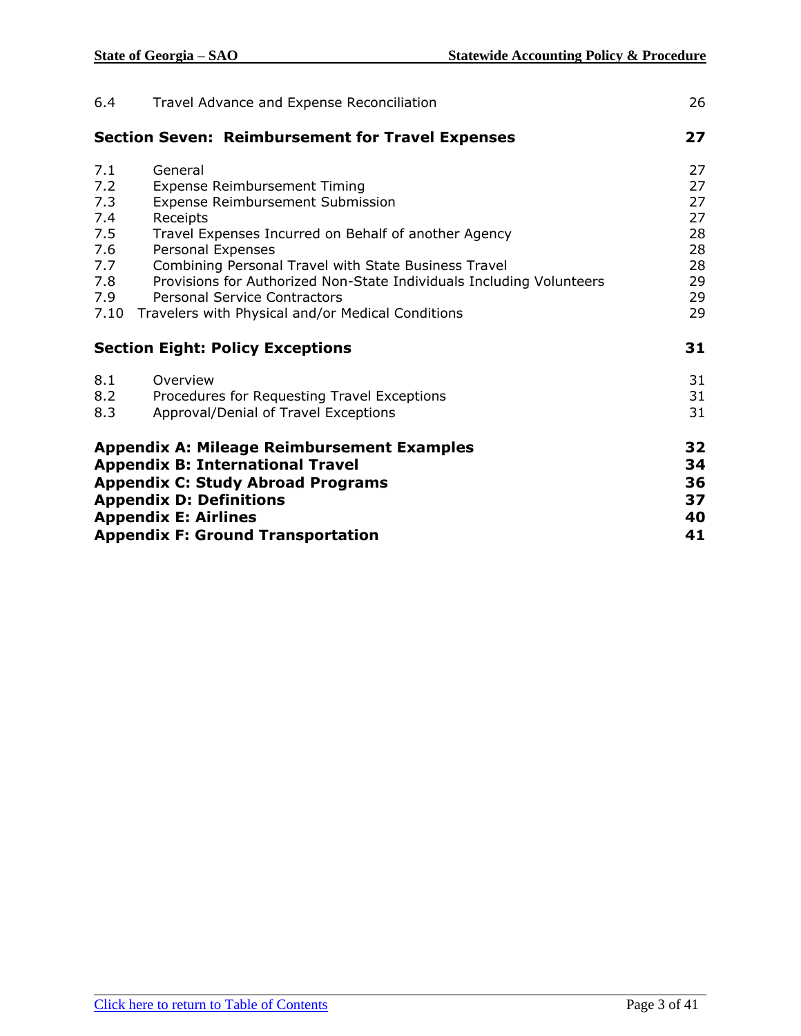| | | |
|---|---|---|
| 6.4 | Travel Advance and Expense Reconciliation | 26 |
| **Section Seven: Reimbursement for Travel Expenses** | | **27** |
| 7.1 | General | 27 |
| 7.2 | Expense Reimbursement Timing | 27 |
| 7.3 | Expense Reimbursement Submission | 27 |
| 7.4 | Receipts | 27 |
| 7.5 | Travel Expenses Incurred on Behalf of another Agency | 28 |
| 7.6 | Personal Expenses | 28 |
| 7.7 | Combining Personal Travel with State Business Travel | 28 |
| 7.8 | Provisions for Authorized Non-State Individuals Including Volunteers | 29 |
| 7.9 | Personal Service Contractors | 29 |
| 7.10 | Travelers with Physical and/or Medical Conditions | 29 |
| **Section Eight: Policy Exceptions** | | **31** |
| 8.1 | Overview | 31 |
| 8.2 | Procedures for Requesting Travel Exceptions | 31 |
| 8.3 | Approval/Denial of Travel Exceptions | 31 |
| **Appendix A: Mileage Reimbursement Examples** | | **32** |
| **Appendix B: International Travel** | | **34** |
| **Appendix C: Study Abroad Programs** | | **36** |
| **Appendix D: Definitions** | | **37** |
| **Appendix E: Airlines** | | **40** |
| **Appendix F: Ground Transportation** | | **41** |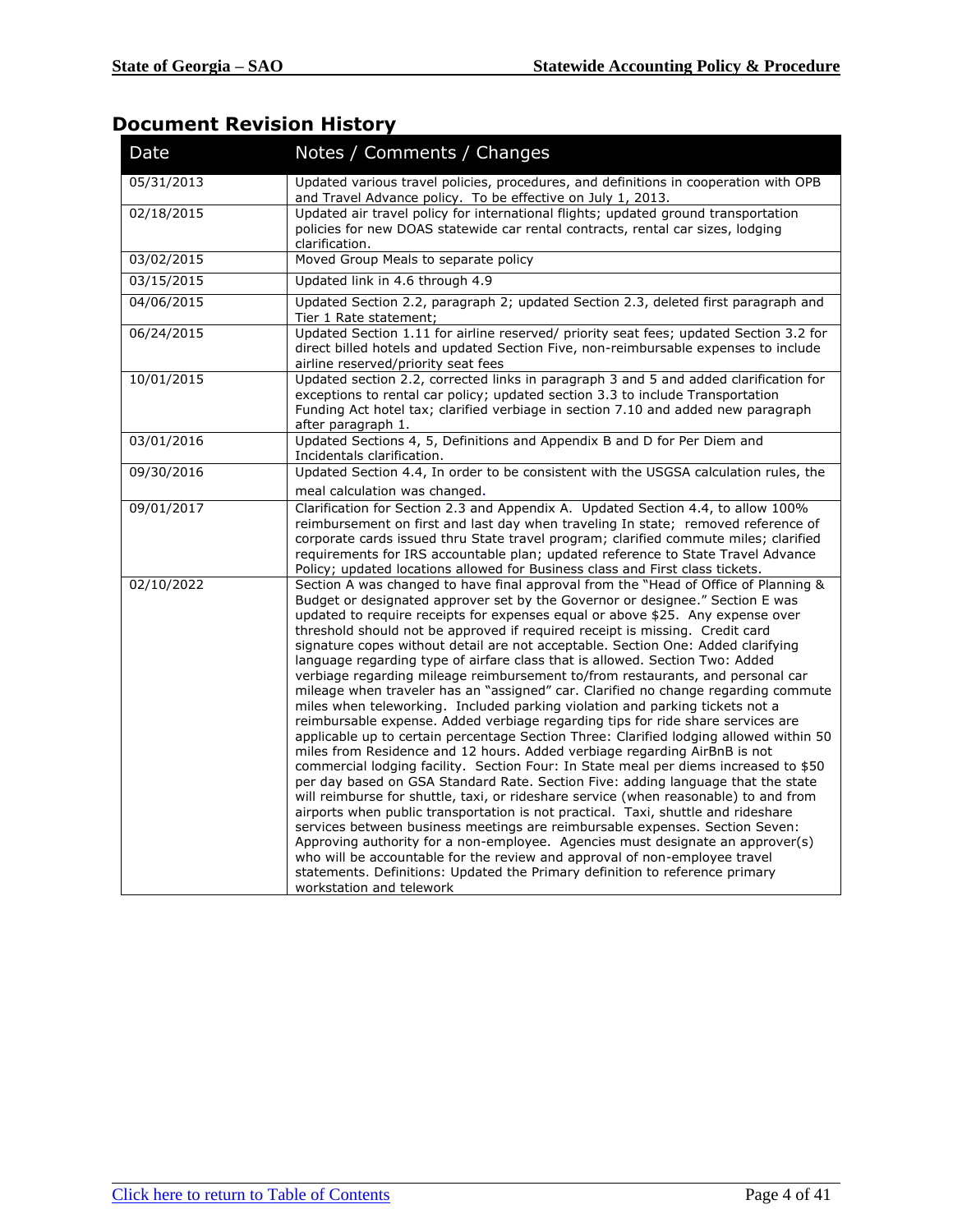## Document Revision History

| Date | Notes / Comments / Changes |
|---|---|
| 05/31/2013 | Updated various travel policies, procedures, and definitions in cooperation with OPB and Travel Advance policy. To be effective on July 1, 2013. |
| 02/18/2015 | Updated air travel policy for international flights; updated ground transportation policies for new DOAS statewide car rental contracts, rental car sizes, lodging clarification. |
| 03/02/2015 | Moved Group Meals to separate policy |
| 03/15/2015 | Updated link in 4.6 through 4.9 |
| 04/06/2015 | Updated Section 2.2, paragraph 2; updated Section 2.3, deleted first paragraph and Tier 1 Rate statement; |
| 06/24/2015 | Updated Section 1.11 for airline reserved/ priority seat fees; updated Section 3.2 for direct billed hotels and updated Section Five, non-reimbursable expenses to include airline reserved/priority seat fees |
| 10/01/2015 | Updated section 2.2, corrected links in paragraph 3 and 5 and added clarification for exceptions to rental car policy; updated section 3.3 to include Transportation Funding Act hotel tax; clarified verbiage in section 7.10 and added new paragraph after paragraph 1. |
| 03/01/2016 | Updated Sections 4, 5, Definitions and Appendix B and D for Per Diem and Incidentals clarification. |
| 09/30/2016 | Updated Section 4.4, In order to be consistent with the USGSA calculation rules, the meal calculation was changed. |
| 09/01/2017 | Clarification for Section 2.3 and Appendix A. Updated Section 4.4, to allow 100% reimbursement on first and last day when traveling In state; removed reference of corporate cards issued thru State travel program; clarified commute miles; clarified requirements for IRS accountable plan; updated reference to State Travel Advance Policy; updated locations allowed for Business class and First class tickets. |
| 02/10/2022 | Section A was changed to have final approval from the "Head of Office of Planning & Budget or designated approver set by the Governor or designee." Section E was updated to require receipts for expenses equal or above $25. Any expense over threshold should not be approved if required receipt is missing. Credit card signature copes without detail are not acceptable. Section One: Added clarifying language regarding type of airfare class that is allowed. Section Two: Added verbiage regarding mileage reimbursement to/from restaurants, and personal car mileage when traveler has an "assigned" car. Clarified no change regarding commute miles when teleworking. Included parking violation and parking tickets not a reimbursable expense. Added verbiage regarding tips for ride share services are applicable up to certain percentage Section Three: Clarified lodging allowed within 50 miles from Residence and 12 hours. Added verbiage regarding AirBnB is not commercial lodging facility. Section Four: In State meal per diems increased to $50 per day based on GSA Standard Rate. Section Five: adding language that the state will reimburse for shuttle, taxi, or rideshare service (when reasonable) to and from airports when public transportation is not practical. Taxi, shuttle and rideshare services between business meetings are reimbursable expenses. Section Seven: Approving authority for a non-employee. Agencies must designate an approver(s) who will be accountable for the review and approval of non-employee travel statements. Definitions: Updated the Primary definition to reference primary workstation and telework |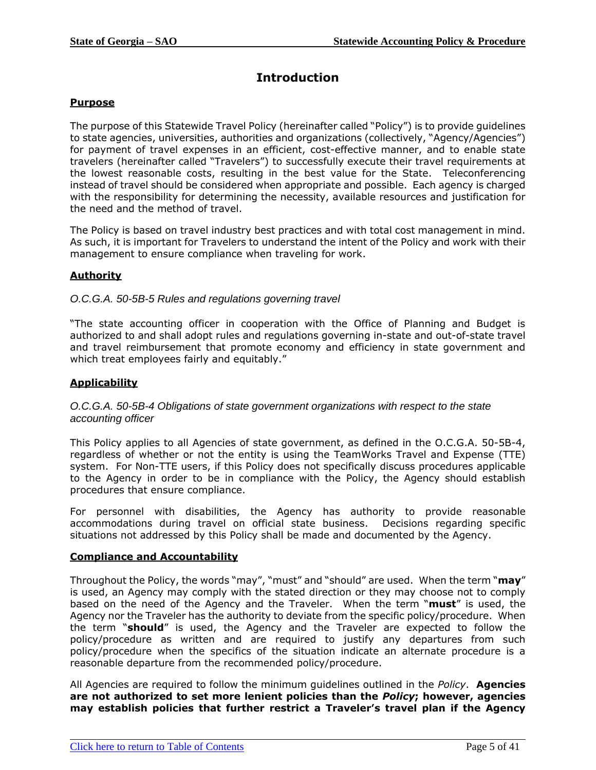# Introduction

## Purpose

The purpose of this Statewide Travel Policy (hereinafter called "Policy") is to provide guidelines to state agencies, universities, authorities and organizations (collectively, "Agency/Agencies") for payment of travel expenses in an efficient, cost-effective manner, and to enable state travelers (hereinafter called "Travelers") to successfully execute their travel requirements at the lowest reasonable costs, resulting in the best value for the State. Teleconferencing instead of travel should be considered when appropriate and possible. Each agency is charged with the responsibility for determining the necessity, available resources and justification for the need and the method of travel.

The Policy is based on travel industry best practices and with total cost management in mind. As such, it is important for Travelers to understand the intent of the Policy and work with their management to ensure compliance when traveling for work.

## Authority

*O.C.G.A. 50-5B-5 Rules and regulations governing travel*

"The state accounting officer in cooperation with the Office of Planning and Budget is authorized to and shall adopt rules and regulations governing in-state and out-of-state travel and travel reimbursement that promote economy and efficiency in state government and which treat employees fairly and equitably."

## Applicability

*O.C.G.A. 50-5B-4 Obligations of state government organizations with respect to the state accounting officer*

This Policy applies to all Agencies of state government, as defined in the O.C.G.A. 50-5B-4, regardless of whether or not the entity is using the TeamWorks Travel and Expense (TTE) system. For Non-TTE users, if this Policy does not specifically discuss procedures applicable to the Agency in order to be in compliance with the Policy, the Agency should establish procedures that ensure compliance.

For personnel with disabilities, the Agency has authority to provide reasonable accommodations during travel on official state business. Decisions regarding specific situations not addressed by this Policy shall be made and documented by the Agency.

## Compliance and Accountability

Throughout the Policy, the words "may", "must" and "should" are used. When the term "**may**" is used, an Agency may comply with the stated direction or they may choose not to comply based on the need of the Agency and the Traveler. When the term "**must**" is used, the Agency nor the Traveler has the authority to deviate from the specific policy/procedure. When the term "**should**" is used, the Agency and the Traveler are expected to follow the policy/procedure as written and are required to justify any departures from such policy/procedure when the specifics of the situation indicate an alternate procedure is a reasonable departure from the recommended policy/procedure.

All Agencies are required to follow the minimum guidelines outlined in the *Policy*. **Agencies are not authorized to set more lenient policies than the *Policy*; however, agencies may establish policies that further restrict a Traveler's travel plan if the Agency**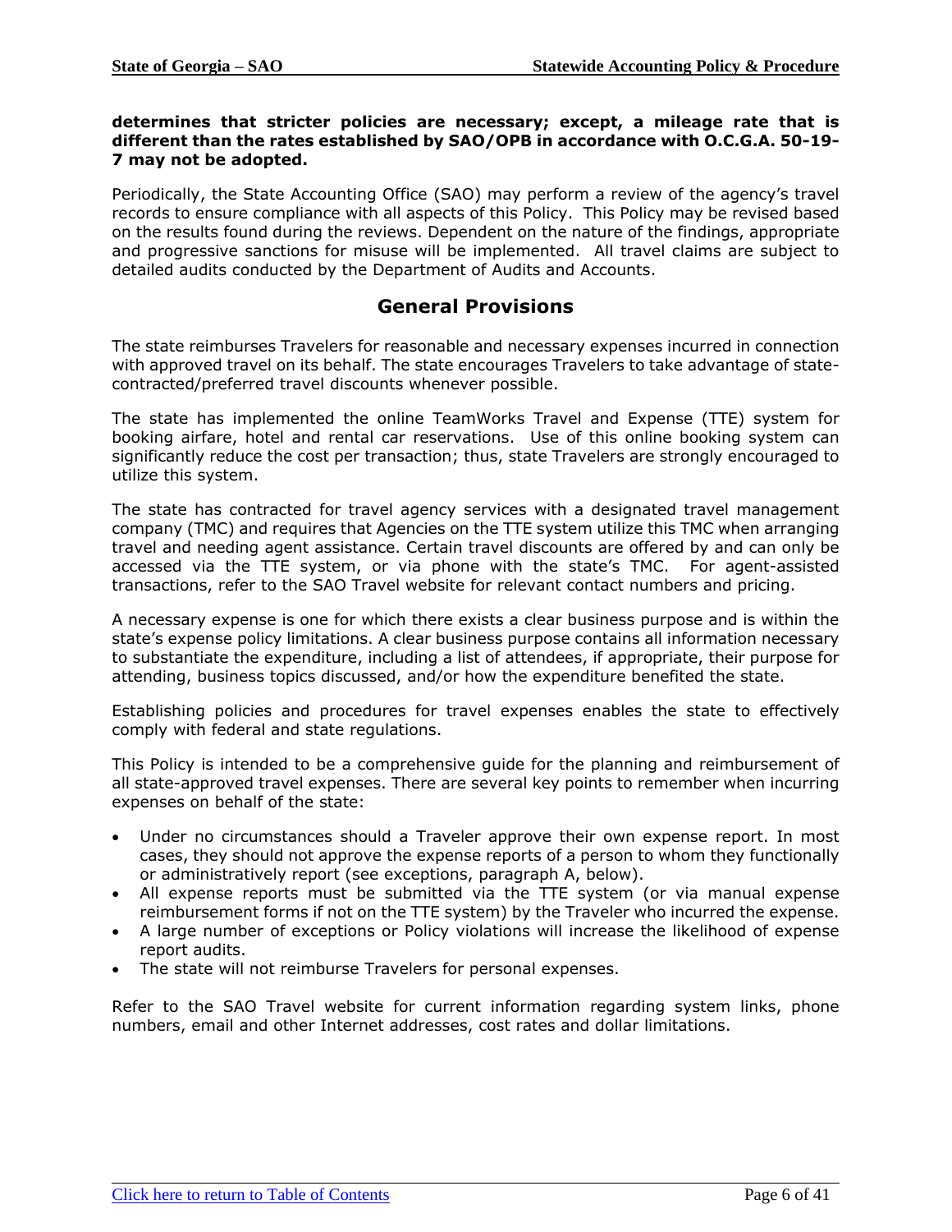**determines that stricter policies are necessary; except, a mileage rate that is different than the rates established by SAO/OPB in accordance with O.C.G.A. 50-19-7 may not be adopted.**

Periodically, the State Accounting Office (SAO) may perform a review of the agency's travel records to ensure compliance with all aspects of this Policy. This Policy may be revised based on the results found during the reviews. Dependent on the nature of the findings, appropriate and progressive sanctions for misuse will be implemented. All travel claims are subject to detailed audits conducted by the Department of Audits and Accounts.

## General Provisions

The state reimburses Travelers for reasonable and necessary expenses incurred in connection with approved travel on its behalf. The state encourages Travelers to take advantage of state-contracted/preferred travel discounts whenever possible.

The state has implemented the online TeamWorks Travel and Expense (TTE) system for booking airfare, hotel and rental car reservations. Use of this online booking system can significantly reduce the cost per transaction; thus, state Travelers are strongly encouraged to utilize this system.

The state has contracted for travel agency services with a designated travel management company (TMC) and requires that Agencies on the TTE system utilize this TMC when arranging travel and needing agent assistance. Certain travel discounts are offered by and can only be accessed via the TTE system, or via phone with the state's TMC. For agent-assisted transactions, refer to the SAO Travel website for relevant contact numbers and pricing.

A necessary expense is one for which there exists a clear business purpose and is within the state's expense policy limitations. A clear business purpose contains all information necessary to substantiate the expenditure, including a list of attendees, if appropriate, their purpose for attending, business topics discussed, and/or how the expenditure benefited the state.

Establishing policies and procedures for travel expenses enables the state to effectively comply with federal and state regulations.

This Policy is intended to be a comprehensive guide for the planning and reimbursement of all state-approved travel expenses. There are several key points to remember when incurring expenses on behalf of the state:

- Under no circumstances should a Traveler approve their own expense report. In most cases, they should not approve the expense reports of a person to whom they functionally or administratively report (see exceptions, paragraph A, below).
- All expense reports must be submitted via the TTE system (or via manual expense reimbursement forms if not on the TTE system) by the Traveler who incurred the expense.
- A large number of exceptions or Policy violations will increase the likelihood of expense report audits.
- The state will not reimburse Travelers for personal expenses.

Refer to the SAO Travel website for current information regarding system links, phone numbers, email and other Internet addresses, cost rates and dollar limitations.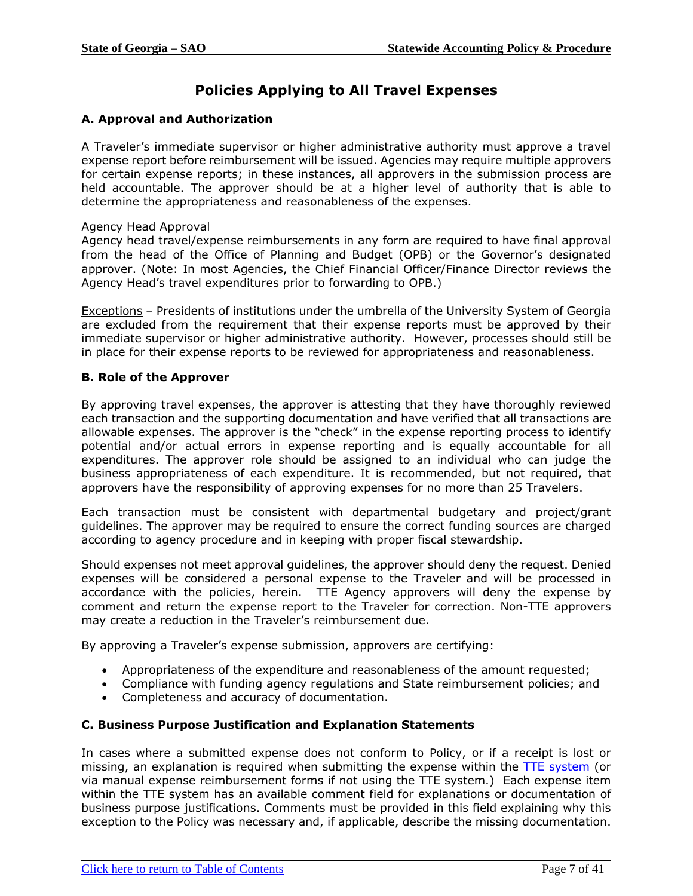# Policies Applying to All Travel Expenses

## A. Approval and Authorization

A Traveler's immediate supervisor or higher administrative authority must approve a travel expense report before reimbursement will be issued. Agencies may require multiple approvers for certain expense reports; in these instances, all approvers in the submission process are held accountable. The approver should be at a higher level of authority that is able to determine the appropriateness and reasonableness of the expenses.

Agency Head Approval
Agency head travel/expense reimbursements in any form are required to have final approval from the head of the Office of Planning and Budget (OPB) or the Governor's designated approver. (Note: In most Agencies, the Chief Financial Officer/Finance Director reviews the Agency Head's travel expenditures prior to forwarding to OPB.)

Exceptions – Presidents of institutions under the umbrella of the University System of Georgia are excluded from the requirement that their expense reports must be approved by their immediate supervisor or higher administrative authority. However, processes should still be in place for their expense reports to be reviewed for appropriateness and reasonableness.

## B. Role of the Approver

By approving travel expenses, the approver is attesting that they have thoroughly reviewed each transaction and the supporting documentation and have verified that all transactions are allowable expenses. The approver is the "check" in the expense reporting process to identify potential and/or actual errors in expense reporting and is equally accountable for all expenditures. The approver role should be assigned to an individual who can judge the business appropriateness of each expenditure. It is recommended, but not required, that approvers have the responsibility of approving expenses for no more than 25 Travelers.

Each transaction must be consistent with departmental budgetary and project/grant guidelines. The approver may be required to ensure the correct funding sources are charged according to agency procedure and in keeping with proper fiscal stewardship.

Should expenses not meet approval guidelines, the approver should deny the request. Denied expenses will be considered a personal expense to the Traveler and will be processed in accordance with the policies, herein. TTE Agency approvers will deny the expense by comment and return the expense report to the Traveler for correction. Non-TTE approvers may create a reduction in the Traveler's reimbursement due.

By approving a Traveler's expense submission, approvers are certifying:

- Appropriateness of the expenditure and reasonableness of the amount requested;
- Compliance with funding agency regulations and State reimbursement policies; and
- Completeness and accuracy of documentation.

## C. Business Purpose Justification and Explanation Statements

In cases where a submitted expense does not conform to Policy, or if a receipt is lost or missing, an explanation is required when submitting the expense within the TTE system (or via manual expense reimbursement forms if not using the TTE system.) Each expense item within the TTE system has an available comment field for explanations or documentation of business purpose justifications. Comments must be provided in this field explaining why this exception to the Policy was necessary and, if applicable, describe the missing documentation.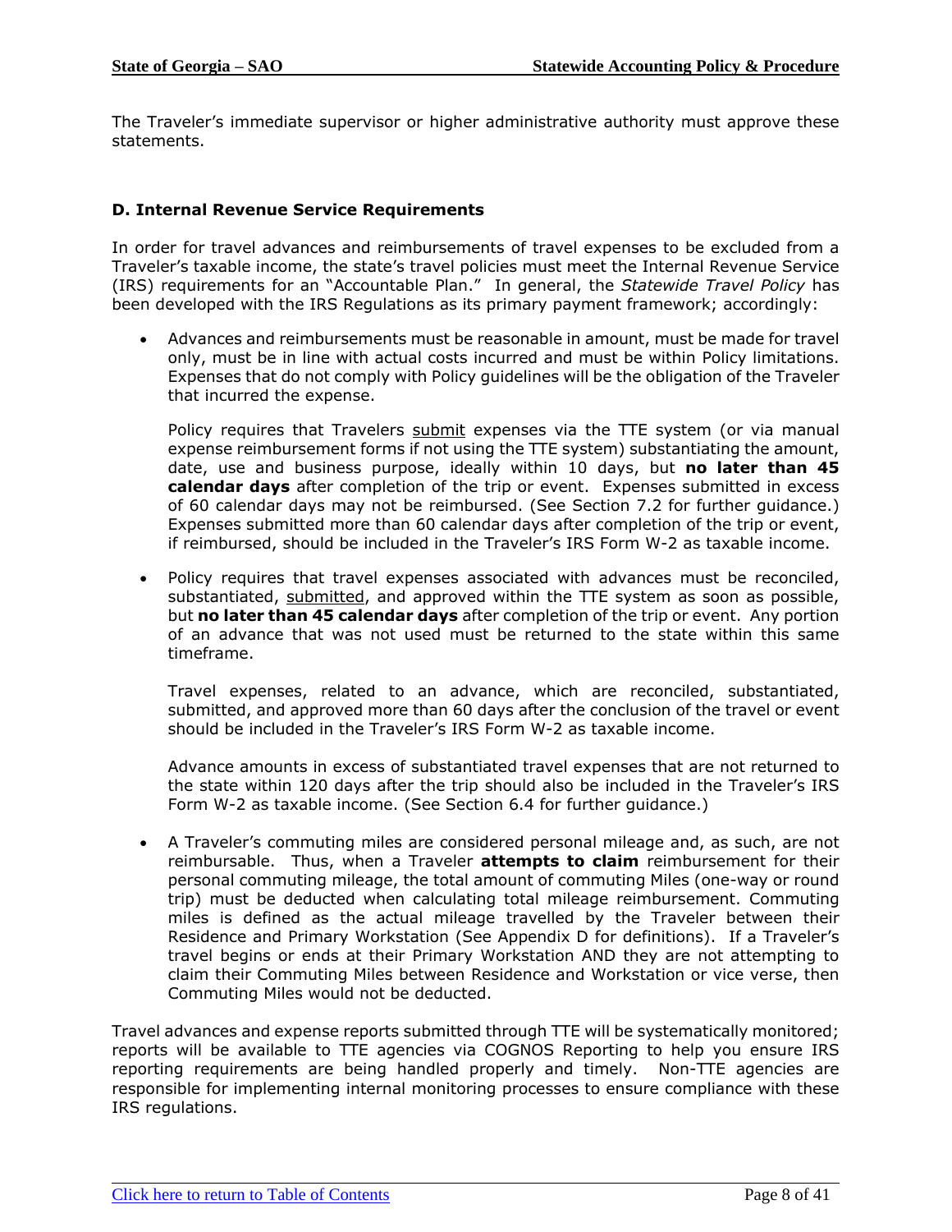The Traveler's immediate supervisor or higher administrative authority must approve these statements.

### D. Internal Revenue Service Requirements

In order for travel advances and reimbursements of travel expenses to be excluded from a Traveler's taxable income, the state's travel policies must meet the Internal Revenue Service (IRS) requirements for an "Accountable Plan." In general, the *Statewide Travel Policy* has been developed with the IRS Regulations as its primary payment framework; accordingly:

- Advances and reimbursements must be reasonable in amount, must be made for travel only, must be in line with actual costs incurred and must be within Policy limitations. Expenses that do not comply with Policy guidelines will be the obligation of the Traveler that incurred the expense.

  Policy requires that Travelers <u>submit</u> expenses via the TTE system (or via manual expense reimbursement forms if not using the TTE system) substantiating the amount, date, use and business purpose, ideally within 10 days, but **no later than 45 calendar days** after completion of the trip or event. Expenses submitted in excess of 60 calendar days may not be reimbursed. (See Section 7.2 for further guidance.) Expenses submitted more than 60 calendar days after completion of the trip or event, if reimbursed, should be included in the Traveler's IRS Form W-2 as taxable income.

- Policy requires that travel expenses associated with advances must be reconciled, substantiated, <u>submitted</u>, and approved within the TTE system as soon as possible, but **no later than 45 calendar days** after completion of the trip or event. Any portion of an advance that was not used must be returned to the state within this same timeframe.

  Travel expenses, related to an advance, which are reconciled, substantiated, submitted, and approved more than 60 days after the conclusion of the travel or event should be included in the Traveler's IRS Form W-2 as taxable income.

  Advance amounts in excess of substantiated travel expenses that are not returned to the state within 120 days after the trip should also be included in the Traveler's IRS Form W-2 as taxable income. (See Section 6.4 for further guidance.)

- A Traveler's commuting miles are considered personal mileage and, as such, are not reimbursable. Thus, when a Traveler **attempts to claim** reimbursement for their personal commuting mileage, the total amount of commuting Miles (one-way or round trip) must be deducted when calculating total mileage reimbursement. Commuting miles is defined as the actual mileage travelled by the Traveler between their Residence and Primary Workstation (See Appendix D for definitions). If a Traveler's travel begins or ends at their Primary Workstation AND they are not attempting to claim their Commuting Miles between Residence and Workstation or vice verse, then Commuting Miles would not be deducted.

Travel advances and expense reports submitted through TTE will be systematically monitored; reports will be available to TTE agencies via COGNOS Reporting to help you ensure IRS reporting requirements are being handled properly and timely. Non-TTE agencies are responsible for implementing internal monitoring processes to ensure compliance with these IRS regulations.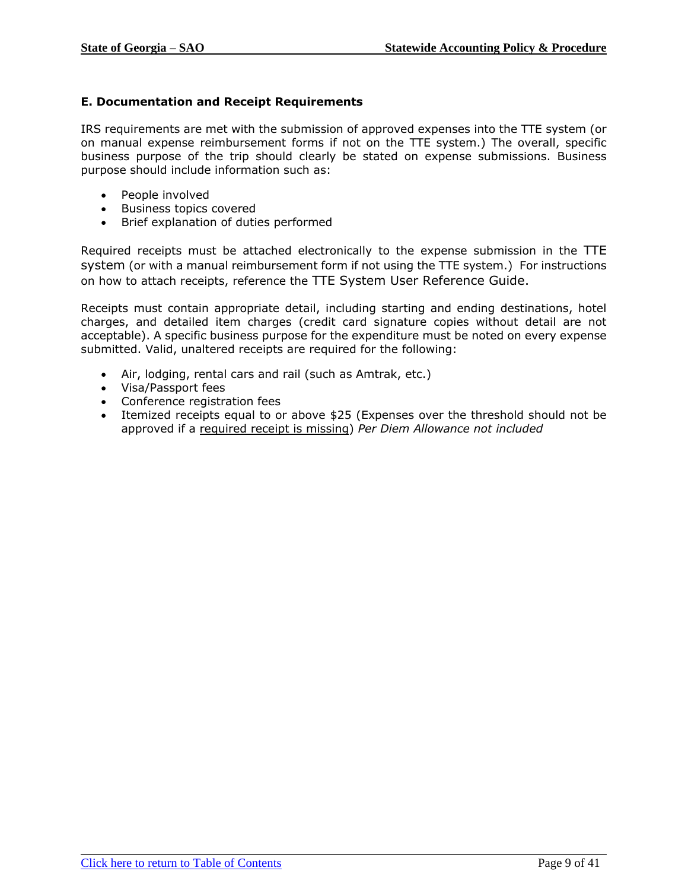### E. Documentation and Receipt Requirements

IRS requirements are met with the submission of approved expenses into the TTE system (or on manual expense reimbursement forms if not on the TTE system.) The overall, specific business purpose of the trip should clearly be stated on expense submissions. Business purpose should include information such as:

- People involved
- Business topics covered
- Brief explanation of duties performed

Required receipts must be attached electronically to the expense submission in the TTE system (or with a manual reimbursement form if not using the TTE system.) For instructions on how to attach receipts, reference the TTE System User Reference Guide.

Receipts must contain appropriate detail, including starting and ending destinations, hotel charges, and detailed item charges (credit card signature copies without detail are not acceptable). A specific business purpose for the expenditure must be noted on every expense submitted. Valid, unaltered receipts are required for the following:

- Air, lodging, rental cars and rail (such as Amtrak, etc.)
- Visa/Passport fees
- Conference registration fees
- Itemized receipts equal to or above $25 (Expenses over the threshold should not be approved if a required receipt is missing) *Per Diem Allowance not included*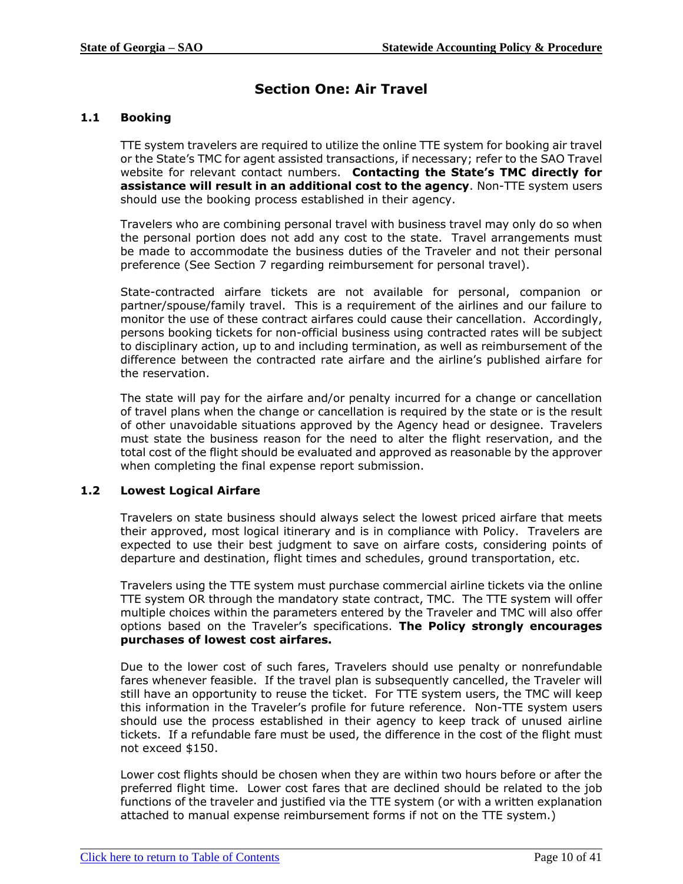# Section One: Air Travel

## 1.1 Booking

TTE system travelers are required to utilize the online TTE system for booking air travel or the State's TMC for agent assisted transactions, if necessary; refer to the SAO Travel website for relevant contact numbers. **Contacting the State's TMC directly for assistance will result in an additional cost to the agency**. Non-TTE system users should use the booking process established in their agency.

Travelers who are combining personal travel with business travel may only do so when the personal portion does not add any cost to the state. Travel arrangements must be made to accommodate the business duties of the Traveler and not their personal preference (See Section 7 regarding reimbursement for personal travel).

State-contracted airfare tickets are not available for personal, companion or partner/spouse/family travel. This is a requirement of the airlines and our failure to monitor the use of these contract airfares could cause their cancellation. Accordingly, persons booking tickets for non-official business using contracted rates will be subject to disciplinary action, up to and including termination, as well as reimbursement of the difference between the contracted rate airfare and the airline's published airfare for the reservation.

The state will pay for the airfare and/or penalty incurred for a change or cancellation of travel plans when the change or cancellation is required by the state or is the result of other unavoidable situations approved by the Agency head or designee. Travelers must state the business reason for the need to alter the flight reservation, and the total cost of the flight should be evaluated and approved as reasonable by the approver when completing the final expense report submission.

## 1.2 Lowest Logical Airfare

Travelers on state business should always select the lowest priced airfare that meets their approved, most logical itinerary and is in compliance with Policy. Travelers are expected to use their best judgment to save on airfare costs, considering points of departure and destination, flight times and schedules, ground transportation, etc.

Travelers using the TTE system must purchase commercial airline tickets via the online TTE system OR through the mandatory state contract, TMC. The TTE system will offer multiple choices within the parameters entered by the Traveler and TMC will also offer options based on the Traveler's specifications. **The Policy strongly encourages purchases of lowest cost airfares.**

Due to the lower cost of such fares, Travelers should use penalty or nonrefundable fares whenever feasible. If the travel plan is subsequently cancelled, the Traveler will still have an opportunity to reuse the ticket. For TTE system users, the TMC will keep this information in the Traveler's profile for future reference. Non-TTE system users should use the process established in their agency to keep track of unused airline tickets. If a refundable fare must be used, the difference in the cost of the flight must not exceed $150.

Lower cost flights should be chosen when they are within two hours before or after the preferred flight time. Lower cost fares that are declined should be related to the job functions of the traveler and justified via the TTE system (or with a written explanation attached to manual expense reimbursement forms if not on the TTE system.)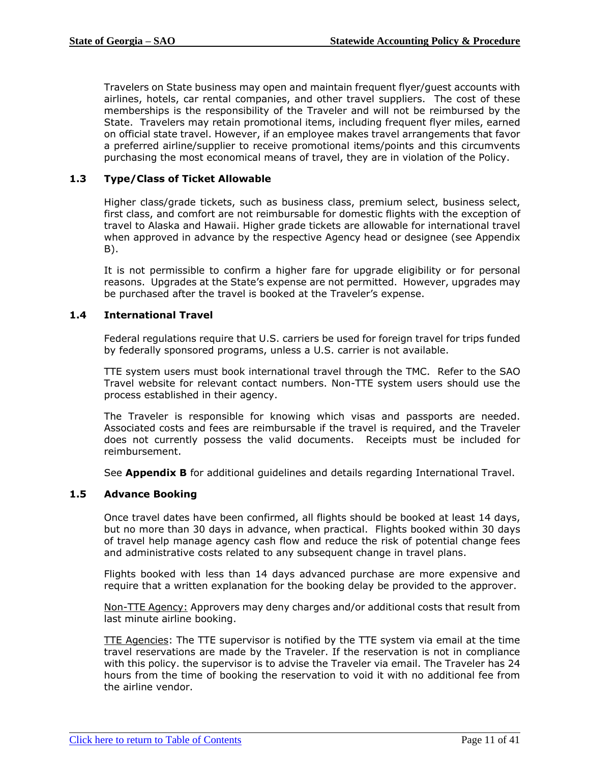Travelers on State business may open and maintain frequent flyer/guest accounts with airlines, hotels, car rental companies, and other travel suppliers. The cost of these memberships is the responsibility of the Traveler and will not be reimbursed by the State. Travelers may retain promotional items, including frequent flyer miles, earned on official state travel. However, if an employee makes travel arrangements that favor a preferred airline/supplier to receive promotional items/points and this circumvents purchasing the most economical means of travel, they are in violation of the Policy.

### 1.3 Type/Class of Ticket Allowable

Higher class/grade tickets, such as business class, premium select, business select, first class, and comfort are not reimbursable for domestic flights with the exception of travel to Alaska and Hawaii. Higher grade tickets are allowable for international travel when approved in advance by the respective Agency head or designee (see Appendix B).

It is not permissible to confirm a higher fare for upgrade eligibility or for personal reasons. Upgrades at the State's expense are not permitted. However, upgrades may be purchased after the travel is booked at the Traveler's expense.

### 1.4 International Travel

Federal regulations require that U.S. carriers be used for foreign travel for trips funded by federally sponsored programs, unless a U.S. carrier is not available.

TTE system users must book international travel through the TMC. Refer to the SAO Travel website for relevant contact numbers. Non-TTE system users should use the process established in their agency.

The Traveler is responsible for knowing which visas and passports are needed. Associated costs and fees are reimbursable if the travel is required, and the Traveler does not currently possess the valid documents. Receipts must be included for reimbursement.

See **Appendix B** for additional guidelines and details regarding International Travel.

### 1.5 Advance Booking

Once travel dates have been confirmed, all flights should be booked at least 14 days, but no more than 30 days in advance, when practical. Flights booked within 30 days of travel help manage agency cash flow and reduce the risk of potential change fees and administrative costs related to any subsequent change in travel plans.

Flights booked with less than 14 days advanced purchase are more expensive and require that a written explanation for the booking delay be provided to the approver.

<u>Non-TTE Agency:</u> Approvers may deny charges and/or additional costs that result from last minute airline booking.

<u>TTE Agencies</u>: The TTE supervisor is notified by the TTE system via email at the time travel reservations are made by the Traveler. If the reservation is not in compliance with this policy. the supervisor is to advise the Traveler via email. The Traveler has 24 hours from the time of booking the reservation to void it with no additional fee from the airline vendor.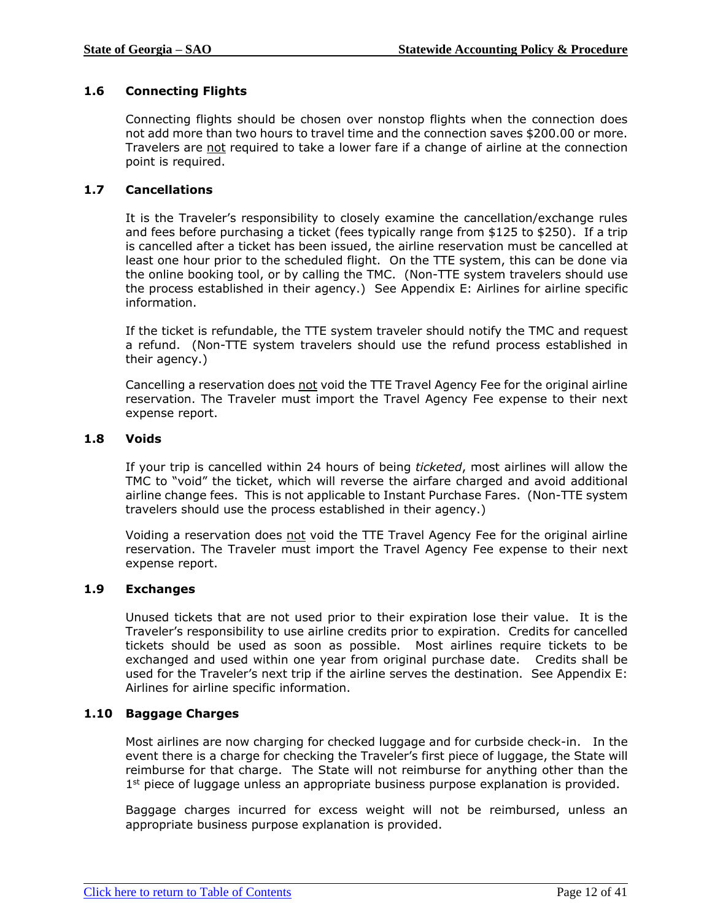### 1.6 Connecting Flights

Connecting flights should be chosen over nonstop flights when the connection does not add more than two hours to travel time and the connection saves $200.00 or more. Travelers are <u>not</u> required to take a lower fare if a change of airline at the connection point is required.

### 1.7 Cancellations

It is the Traveler's responsibility to closely examine the cancellation/exchange rules and fees before purchasing a ticket (fees typically range from $125 to $250). If a trip is cancelled after a ticket has been issued, the airline reservation must be cancelled at least one hour prior to the scheduled flight. On the TTE system, this can be done via the online booking tool, or by calling the TMC. (Non-TTE system travelers should use the process established in their agency.) See Appendix E: Airlines for airline specific information.

If the ticket is refundable, the TTE system traveler should notify the TMC and request a refund. (Non-TTE system travelers should use the refund process established in their agency.)

Cancelling a reservation does <u>not</u> void the TTE Travel Agency Fee for the original airline reservation. The Traveler must import the Travel Agency Fee expense to their next expense report.

### 1.8 Voids

If your trip is cancelled within 24 hours of being *ticketed*, most airlines will allow the TMC to "void" the ticket, which will reverse the airfare charged and avoid additional airline change fees. This is not applicable to Instant Purchase Fares. (Non-TTE system travelers should use the process established in their agency.)

Voiding a reservation does <u>not</u> void the TTE Travel Agency Fee for the original airline reservation. The Traveler must import the Travel Agency Fee expense to their next expense report.

### 1.9 Exchanges

Unused tickets that are not used prior to their expiration lose their value. It is the Traveler's responsibility to use airline credits prior to expiration. Credits for cancelled tickets should be used as soon as possible. Most airlines require tickets to be exchanged and used within one year from original purchase date. Credits shall be used for the Traveler's next trip if the airline serves the destination. See Appendix E: Airlines for airline specific information.

### 1.10 Baggage Charges

Most airlines are now charging for checked luggage and for curbside check-in. In the event there is a charge for checking the Traveler's first piece of luggage, the State will reimburse for that charge. The State will not reimburse for anything other than the 1st piece of luggage unless an appropriate business purpose explanation is provided.

Baggage charges incurred for excess weight will not be reimbursed, unless an appropriate business purpose explanation is provided.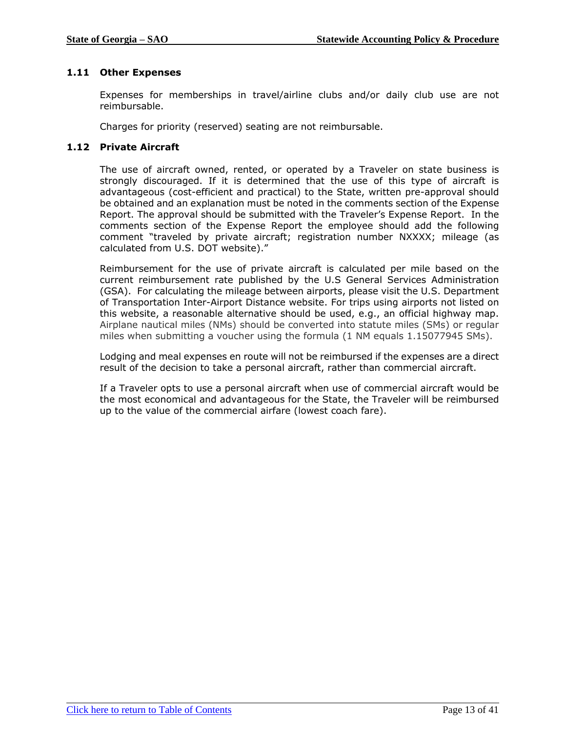### 1.11 Other Expenses

Expenses for memberships in travel/airline clubs and/or daily club use are not reimbursable.

Charges for priority (reserved) seating are not reimbursable.

### 1.12 Private Aircraft

The use of aircraft owned, rented, or operated by a Traveler on state business is strongly discouraged. If it is determined that the use of this type of aircraft is advantageous (cost-efficient and practical) to the State, written pre-approval should be obtained and an explanation must be noted in the comments section of the Expense Report. The approval should be submitted with the Traveler's Expense Report. In the comments section of the Expense Report the employee should add the following comment "traveled by private aircraft; registration number NXXXX; mileage (as calculated from U.S. DOT website)."

Reimbursement for the use of private aircraft is calculated per mile based on the current reimbursement rate published by the U.S General Services Administration (GSA). For calculating the mileage between airports, please visit the U.S. Department of Transportation Inter-Airport Distance website. For trips using airports not listed on this website, a reasonable alternative should be used, e.g., an official highway map. Airplane nautical miles (NMs) should be converted into statute miles (SMs) or regular miles when submitting a voucher using the formula (1 NM equals 1.15077945 SMs).

Lodging and meal expenses en route will not be reimbursed if the expenses are a direct result of the decision to take a personal aircraft, rather than commercial aircraft.

If a Traveler opts to use a personal aircraft when use of commercial aircraft would be the most economical and advantageous for the State, the Traveler will be reimbursed up to the value of the commercial airfare (lowest coach fare).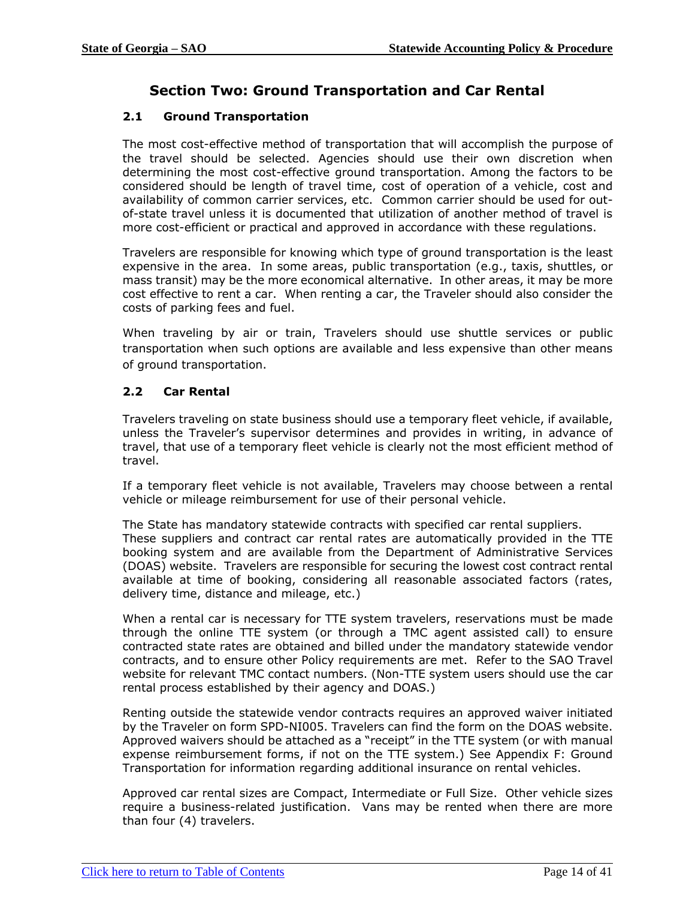## Section Two: Ground Transportation and Car Rental

### 2.1 Ground Transportation

The most cost-effective method of transportation that will accomplish the purpose of the travel should be selected. Agencies should use their own discretion when determining the most cost-effective ground transportation. Among the factors to be considered should be length of travel time, cost of operation of a vehicle, cost and availability of common carrier services, etc. Common carrier should be used for out-of-state travel unless it is documented that utilization of another method of travel is more cost-efficient or practical and approved in accordance with these regulations.

Travelers are responsible for knowing which type of ground transportation is the least expensive in the area. In some areas, public transportation (e.g., taxis, shuttles, or mass transit) may be the more economical alternative. In other areas, it may be more cost effective to rent a car. When renting a car, the Traveler should also consider the costs of parking fees and fuel.

When traveling by air or train, Travelers should use shuttle services or public transportation when such options are available and less expensive than other means of ground transportation.

### 2.2 Car Rental

Travelers traveling on state business should use a temporary fleet vehicle, if available, unless the Traveler's supervisor determines and provides in writing, in advance of travel, that use of a temporary fleet vehicle is clearly not the most efficient method of travel.

If a temporary fleet vehicle is not available, Travelers may choose between a rental vehicle or mileage reimbursement for use of their personal vehicle.

The State has mandatory statewide contracts with specified car rental suppliers. These suppliers and contract car rental rates are automatically provided in the TTE booking system and are available from the Department of Administrative Services (DOAS) website. Travelers are responsible for securing the lowest cost contract rental available at time of booking, considering all reasonable associated factors (rates, delivery time, distance and mileage, etc.)

When a rental car is necessary for TTE system travelers, reservations must be made through the online TTE system (or through a TMC agent assisted call) to ensure contracted state rates are obtained and billed under the mandatory statewide vendor contracts, and to ensure other Policy requirements are met. Refer to the SAO Travel website for relevant TMC contact numbers. (Non-TTE system users should use the car rental process established by their agency and DOAS.)

Renting outside the statewide vendor contracts requires an approved waiver initiated by the Traveler on form SPD-NI005. Travelers can find the form on the DOAS website. Approved waivers should be attached as a "receipt" in the TTE system (or with manual expense reimbursement forms, if not on the TTE system.) See Appendix F: Ground Transportation for information regarding additional insurance on rental vehicles.

Approved car rental sizes are Compact, Intermediate or Full Size. Other vehicle sizes require a business-related justification. Vans may be rented when there are more than four (4) travelers.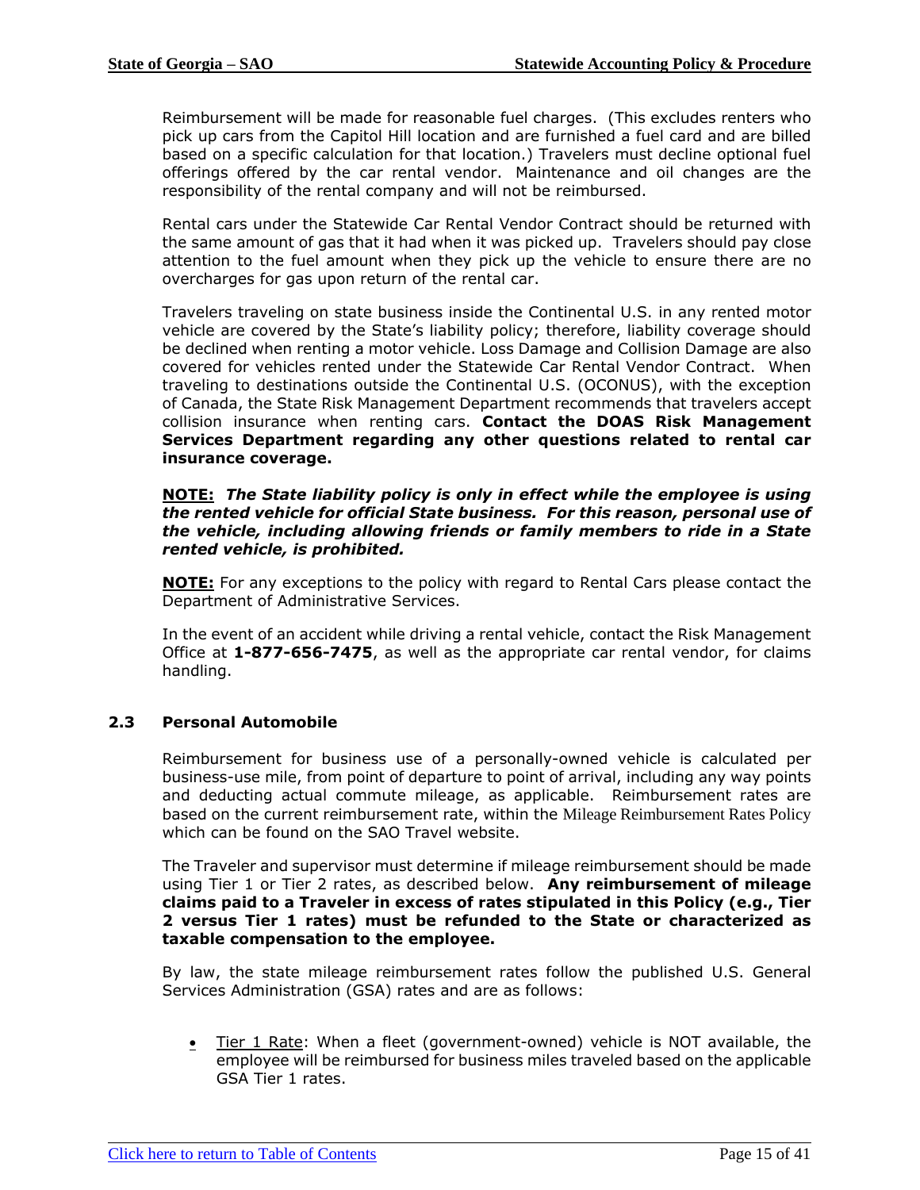Reimbursement will be made for reasonable fuel charges. (This excludes renters who pick up cars from the Capitol Hill location and are furnished a fuel card and are billed based on a specific calculation for that location.) Travelers must decline optional fuel offerings offered by the car rental vendor. Maintenance and oil changes are the responsibility of the rental company and will not be reimbursed.

Rental cars under the Statewide Car Rental Vendor Contract should be returned with the same amount of gas that it had when it was picked up. Travelers should pay close attention to the fuel amount when they pick up the vehicle to ensure there are no overcharges for gas upon return of the rental car.

Travelers traveling on state business inside the Continental U.S. in any rented motor vehicle are covered by the State's liability policy; therefore, liability coverage should be declined when renting a motor vehicle. Loss Damage and Collision Damage are also covered for vehicles rented under the Statewide Car Rental Vendor Contract. When traveling to destinations outside the Continental U.S. (OCONUS), with the exception of Canada, the State Risk Management Department recommends that travelers accept collision insurance when renting cars. **Contact the DOAS Risk Management Services Department regarding any other questions related to rental car insurance coverage.**

**NOTE:** ***The State liability policy is only in effect while the employee is using the rented vehicle for official State business. For this reason, personal use of the vehicle, including allowing friends or family members to ride in a State rented vehicle, is prohibited.***

**NOTE:** For any exceptions to the policy with regard to Rental Cars please contact the Department of Administrative Services.

In the event of an accident while driving a rental vehicle, contact the Risk Management Office at **1-877-656-7475**, as well as the appropriate car rental vendor, for claims handling.

### 2.3 Personal Automobile

Reimbursement for business use of a personally-owned vehicle is calculated per business-use mile, from point of departure to point of arrival, including any way points and deducting actual commute mileage, as applicable. Reimbursement rates are based on the current reimbursement rate, within the Mileage Reimbursement Rates Policy which can be found on the SAO Travel website.

The Traveler and supervisor must determine if mileage reimbursement should be made using Tier 1 or Tier 2 rates, as described below. **Any reimbursement of mileage claims paid to a Traveler in excess of rates stipulated in this Policy (e.g., Tier 2 versus Tier 1 rates) must be refunded to the State or characterized as taxable compensation to the employee.**

By law, the state mileage reimbursement rates follow the published U.S. General Services Administration (GSA) rates and are as follows:

- Tier 1 Rate: When a fleet (government-owned) vehicle is NOT available, the employee will be reimbursed for business miles traveled based on the applicable GSA Tier 1 rates.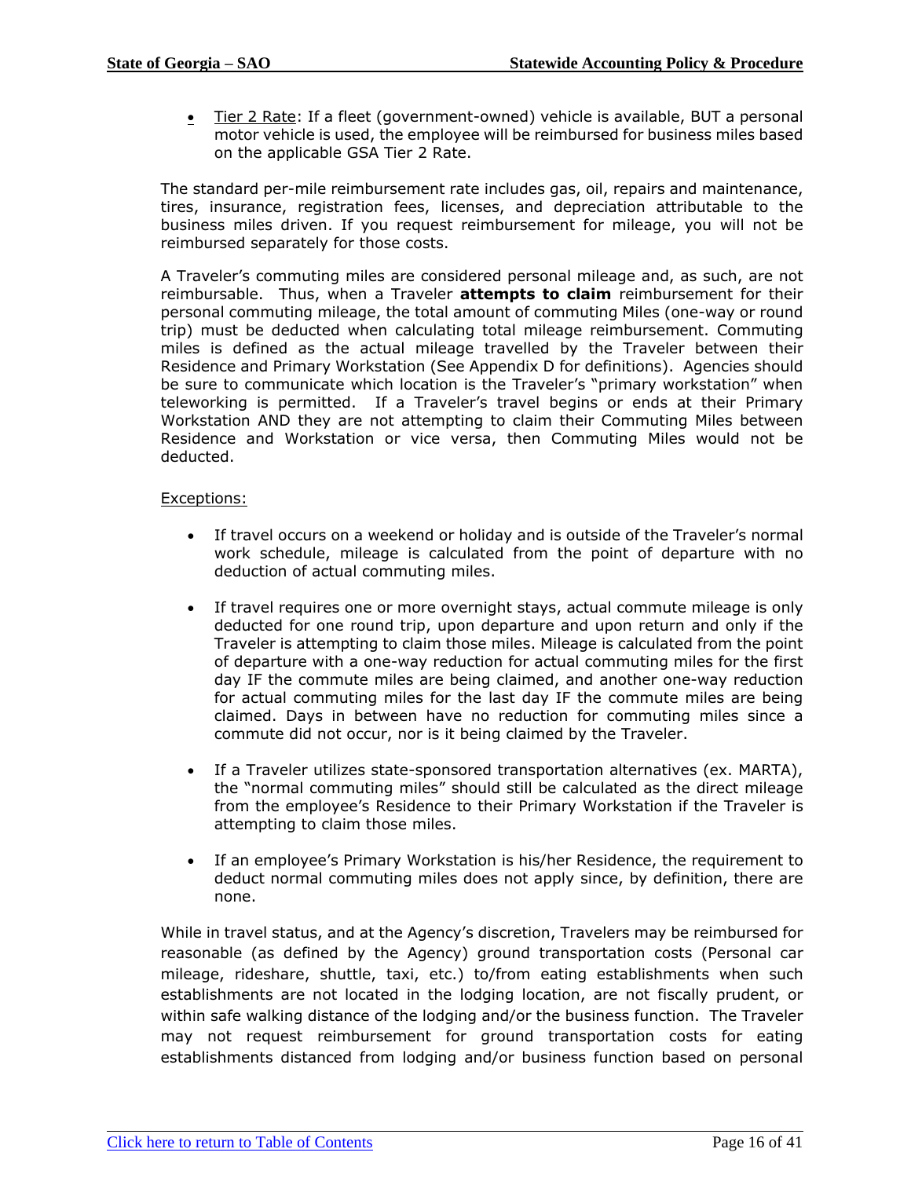- Tier 2 Rate: If a fleet (government-owned) vehicle is available, BUT a personal motor vehicle is used, the employee will be reimbursed for business miles based on the applicable GSA Tier 2 Rate.

The standard per-mile reimbursement rate includes gas, oil, repairs and maintenance, tires, insurance, registration fees, licenses, and depreciation attributable to the business miles driven. If you request reimbursement for mileage, you will not be reimbursed separately for those costs.

A Traveler's commuting miles are considered personal mileage and, as such, are not reimbursable. Thus, when a Traveler **attempts to claim** reimbursement for their personal commuting mileage, the total amount of commuting Miles (one-way or round trip) must be deducted when calculating total mileage reimbursement. Commuting miles is defined as the actual mileage travelled by the Traveler between their Residence and Primary Workstation (See Appendix D for definitions). Agencies should be sure to communicate which location is the Traveler's "primary workstation" when teleworking is permitted. If a Traveler's travel begins or ends at their Primary Workstation AND they are not attempting to claim their Commuting Miles between Residence and Workstation or vice versa, then Commuting Miles would not be deducted.

Exceptions:

- If travel occurs on a weekend or holiday and is outside of the Traveler's normal work schedule, mileage is calculated from the point of departure with no deduction of actual commuting miles.
- If travel requires one or more overnight stays, actual commute mileage is only deducted for one round trip, upon departure and upon return and only if the Traveler is attempting to claim those miles. Mileage is calculated from the point of departure with a one-way reduction for actual commuting miles for the first day IF the commute miles are being claimed, and another one-way reduction for actual commuting miles for the last day IF the commute miles are being claimed. Days in between have no reduction for commuting miles since a commute did not occur, nor is it being claimed by the Traveler.
- If a Traveler utilizes state-sponsored transportation alternatives (ex. MARTA), the "normal commuting miles" should still be calculated as the direct mileage from the employee's Residence to their Primary Workstation if the Traveler is attempting to claim those miles.
- If an employee's Primary Workstation is his/her Residence, the requirement to deduct normal commuting miles does not apply since, by definition, there are none.

While in travel status, and at the Agency's discretion, Travelers may be reimbursed for reasonable (as defined by the Agency) ground transportation costs (Personal car mileage, rideshare, shuttle, taxi, etc.) to/from eating establishments when such establishments are not located in the lodging location, are not fiscally prudent, or within safe walking distance of the lodging and/or the business function. The Traveler may not request reimbursement for ground transportation costs for eating establishments distanced from lodging and/or business function based on personal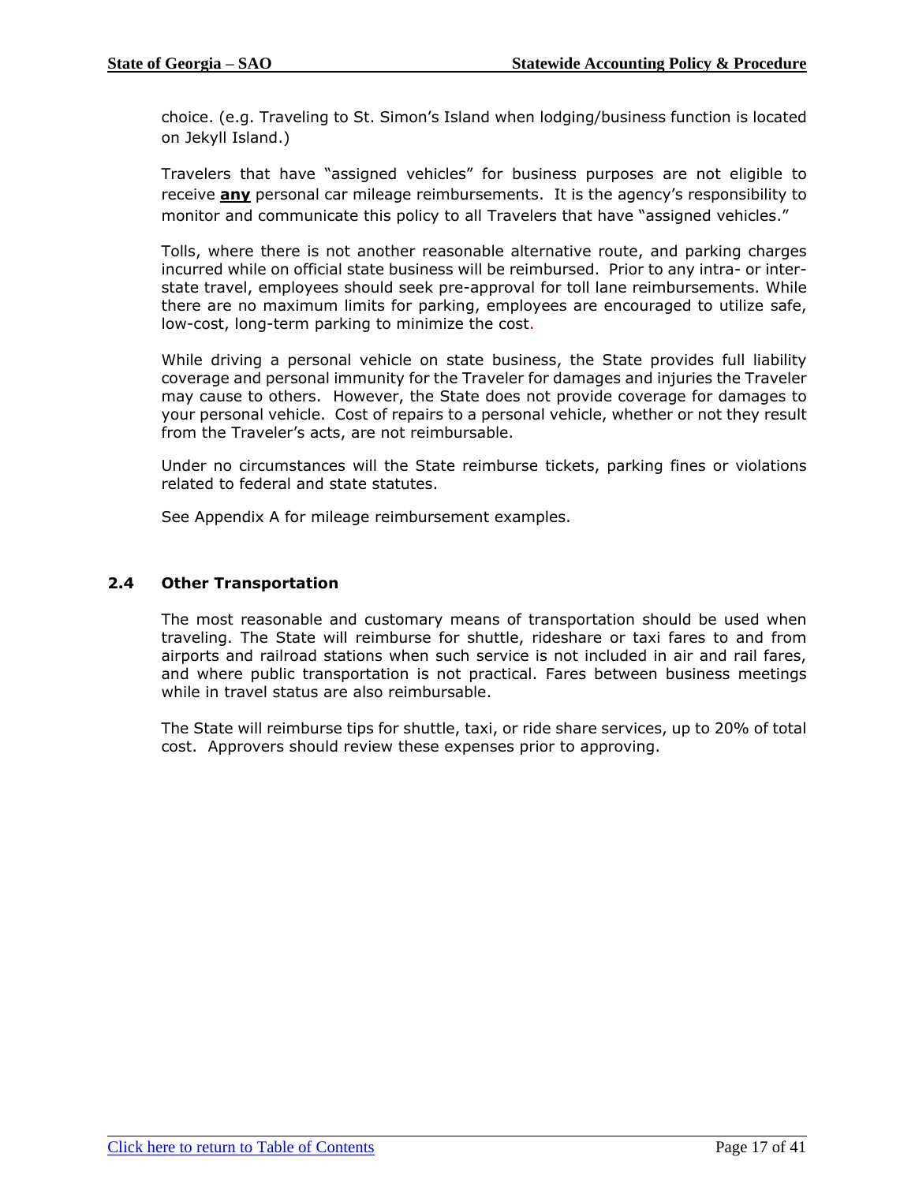choice. (e.g. Traveling to St. Simon's Island when lodging/business function is located on Jekyll Island.)

Travelers that have "assigned vehicles" for business purposes are not eligible to receive **<u>any</u>** personal car mileage reimbursements. It is the agency's responsibility to monitor and communicate this policy to all Travelers that have "assigned vehicles."

Tolls, where there is not another reasonable alternative route, and parking charges incurred while on official state business will be reimbursed. Prior to any intra- or inter-state travel, employees should seek pre-approval for toll lane reimbursements. While there are no maximum limits for parking, employees are encouraged to utilize safe, low-cost, long-term parking to minimize the cost.

While driving a personal vehicle on state business, the State provides full liability coverage and personal immunity for the Traveler for damages and injuries the Traveler may cause to others. However, the State does not provide coverage for damages to your personal vehicle. Cost of repairs to a personal vehicle, whether or not they result from the Traveler's acts, are not reimbursable.

Under no circumstances will the State reimburse tickets, parking fines or violations related to federal and state statutes.

See Appendix A for mileage reimbursement examples.

## 2.4 Other Transportation

The most reasonable and customary means of transportation should be used when traveling. The State will reimburse for shuttle, rideshare or taxi fares to and from airports and railroad stations when such service is not included in air and rail fares, and where public transportation is not practical. Fares between business meetings while in travel status are also reimbursable.

The State will reimburse tips for shuttle, taxi, or ride share services, up to 20% of total cost. Approvers should review these expenses prior to approving.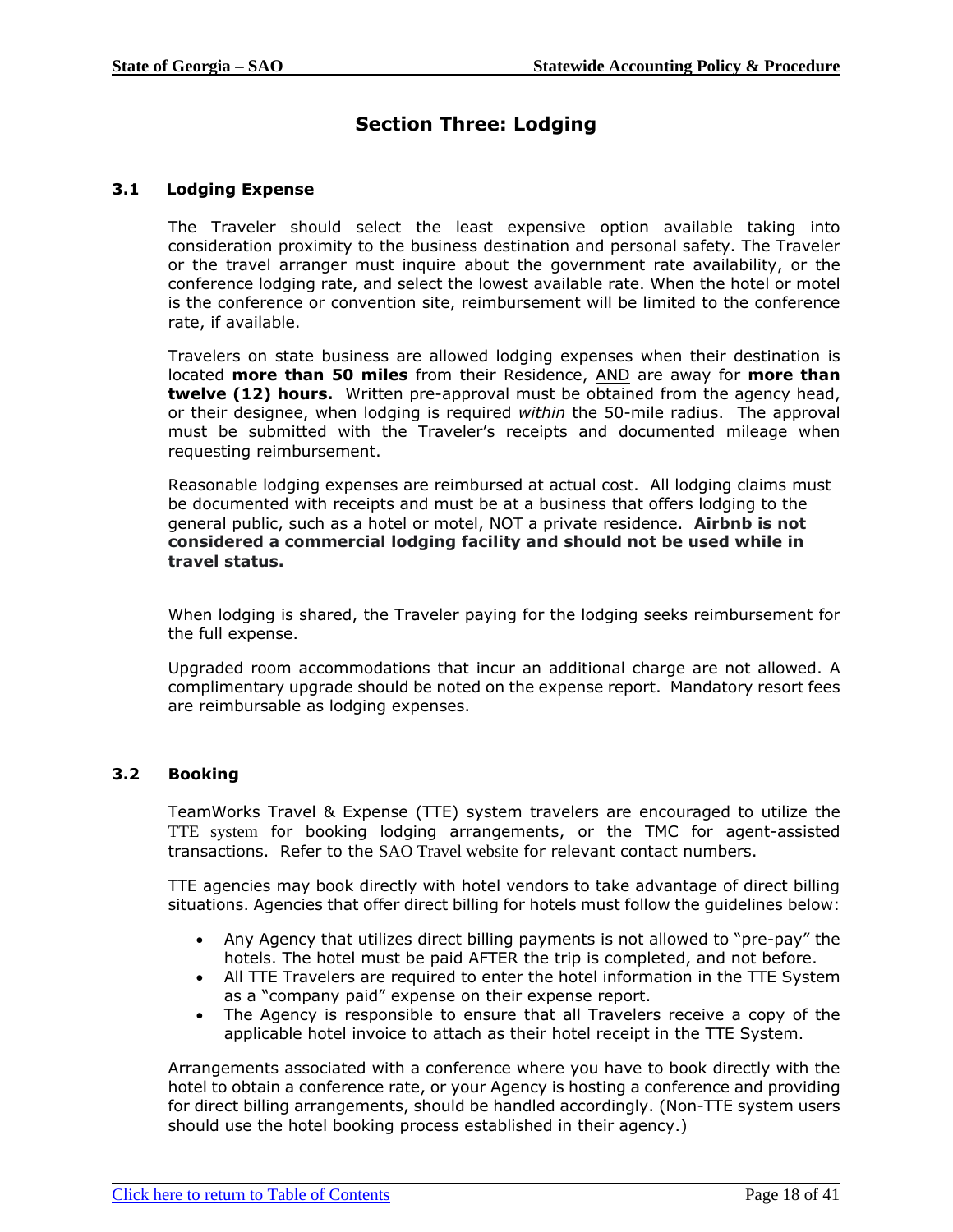## Section Three: Lodging

### 3.1 Lodging Expense

The Traveler should select the least expensive option available taking into consideration proximity to the business destination and personal safety. The Traveler or the travel arranger must inquire about the government rate availability, or the conference lodging rate, and select the lowest available rate. When the hotel or motel is the conference or convention site, reimbursement will be limited to the conference rate, if available.

Travelers on state business are allowed lodging expenses when their destination is located **more than 50 miles** from their Residence, AND are away for **more than twelve (12) hours.** Written pre-approval must be obtained from the agency head, or their designee, when lodging is required *within* the 50-mile radius. The approval must be submitted with the Traveler's receipts and documented mileage when requesting reimbursement.

Reasonable lodging expenses are reimbursed at actual cost. All lodging claims must be documented with receipts and must be at a business that offers lodging to the general public, such as a hotel or motel, NOT a private residence. **Airbnb is not considered a commercial lodging facility and should not be used while in travel status.**

When lodging is shared, the Traveler paying for the lodging seeks reimbursement for the full expense.

Upgraded room accommodations that incur an additional charge are not allowed. A complimentary upgrade should be noted on the expense report. Mandatory resort fees are reimbursable as lodging expenses.

### 3.2 Booking

TeamWorks Travel & Expense (TTE) system travelers are encouraged to utilize the TTE system for booking lodging arrangements, or the TMC for agent-assisted transactions. Refer to the SAO Travel website for relevant contact numbers.

TTE agencies may book directly with hotel vendors to take advantage of direct billing situations. Agencies that offer direct billing for hotels must follow the guidelines below:

- Any Agency that utilizes direct billing payments is not allowed to "pre-pay" the hotels. The hotel must be paid AFTER the trip is completed, and not before.
- All TTE Travelers are required to enter the hotel information in the TTE System as a "company paid" expense on their expense report.
- The Agency is responsible to ensure that all Travelers receive a copy of the applicable hotel invoice to attach as their hotel receipt in the TTE System.

Arrangements associated with a conference where you have to book directly with the hotel to obtain a conference rate, or your Agency is hosting a conference and providing for direct billing arrangements, should be handled accordingly. (Non-TTE system users should use the hotel booking process established in their agency.)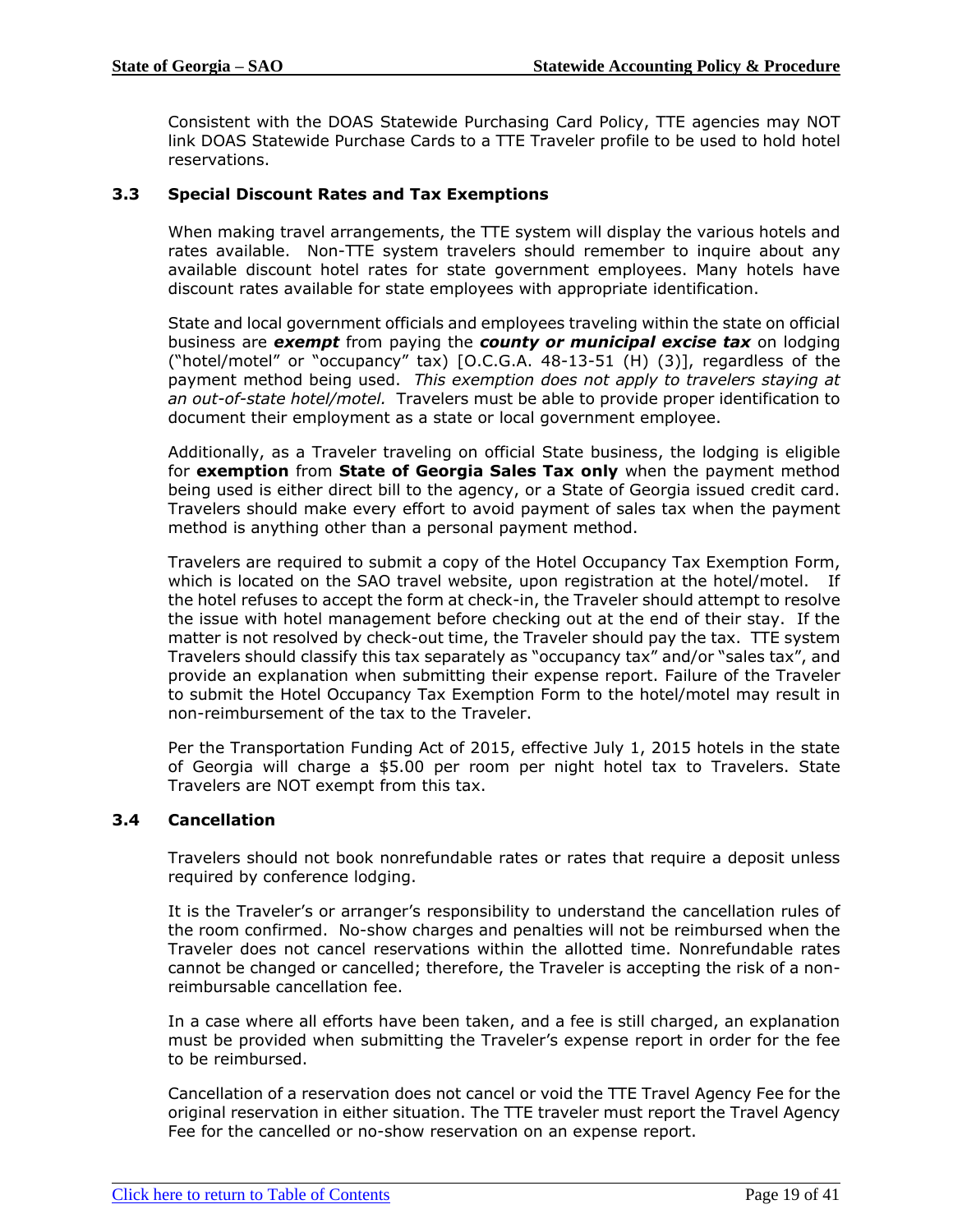Consistent with the DOAS Statewide Purchasing Card Policy, TTE agencies may NOT link DOAS Statewide Purchase Cards to a TTE Traveler profile to be used to hold hotel reservations.

### 3.3 Special Discount Rates and Tax Exemptions

When making travel arrangements, the TTE system will display the various hotels and rates available. Non-TTE system travelers should remember to inquire about any available discount hotel rates for state government employees. Many hotels have discount rates available for state employees with appropriate identification.

State and local government officials and employees traveling within the state on official business are ***exempt*** from paying the ***county or municipal excise tax*** on lodging ("hotel/motel" or "occupancy" tax) [O.C.G.A. 48-13-51 (H) (3)], regardless of the payment method being used. *This exemption does not apply to travelers staying at an out-of-state hotel/motel.* Travelers must be able to provide proper identification to document their employment as a state or local government employee.

Additionally, as a Traveler traveling on official State business, the lodging is eligible for **exemption** from **State of Georgia Sales Tax only** when the payment method being used is either direct bill to the agency, or a State of Georgia issued credit card. Travelers should make every effort to avoid payment of sales tax when the payment method is anything other than a personal payment method.

Travelers are required to submit a copy of the Hotel Occupancy Tax Exemption Form, which is located on the SAO travel website, upon registration at the hotel/motel. If the hotel refuses to accept the form at check-in, the Traveler should attempt to resolve the issue with hotel management before checking out at the end of their stay. If the matter is not resolved by check-out time, the Traveler should pay the tax. TTE system Travelers should classify this tax separately as "occupancy tax" and/or "sales tax", and provide an explanation when submitting their expense report. Failure of the Traveler to submit the Hotel Occupancy Tax Exemption Form to the hotel/motel may result in non-reimbursement of the tax to the Traveler.

Per the Transportation Funding Act of 2015, effective July 1, 2015 hotels in the state of Georgia will charge a $5.00 per room per night hotel tax to Travelers. State Travelers are NOT exempt from this tax.

### 3.4 Cancellation

Travelers should not book nonrefundable rates or rates that require a deposit unless required by conference lodging.

It is the Traveler's or arranger's responsibility to understand the cancellation rules of the room confirmed. No-show charges and penalties will not be reimbursed when the Traveler does not cancel reservations within the allotted time. Nonrefundable rates cannot be changed or cancelled; therefore, the Traveler is accepting the risk of a non-reimbursable cancellation fee.

In a case where all efforts have been taken, and a fee is still charged, an explanation must be provided when submitting the Traveler's expense report in order for the fee to be reimbursed.

Cancellation of a reservation does not cancel or void the TTE Travel Agency Fee for the original reservation in either situation. The TTE traveler must report the Travel Agency Fee for the cancelled or no-show reservation on an expense report.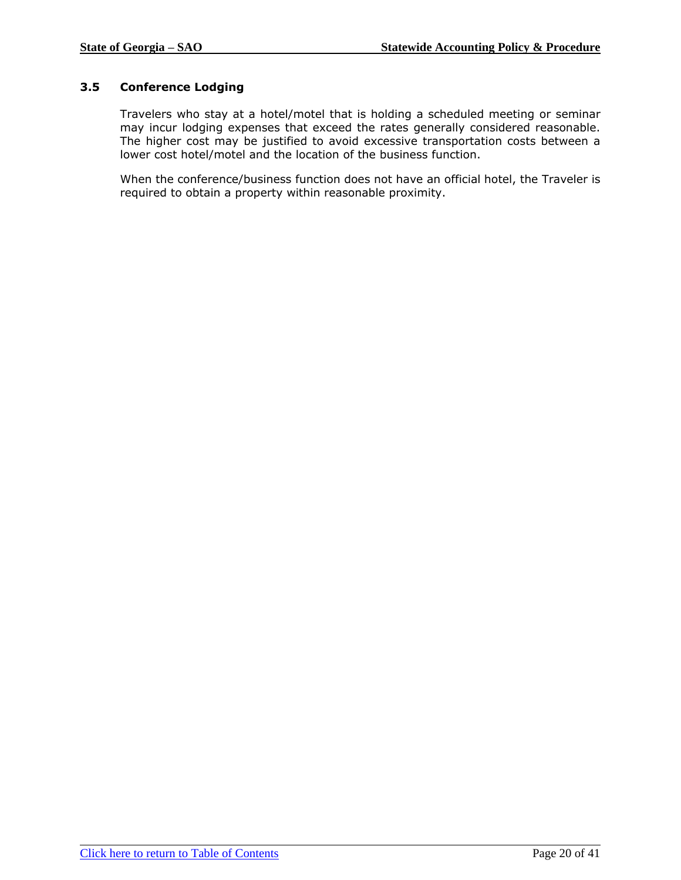### 3.5 Conference Lodging

Travelers who stay at a hotel/motel that is holding a scheduled meeting or seminar may incur lodging expenses that exceed the rates generally considered reasonable. The higher cost may be justified to avoid excessive transportation costs between a lower cost hotel/motel and the location of the business function.

When the conference/business function does not have an official hotel, the Traveler is required to obtain a property within reasonable proximity.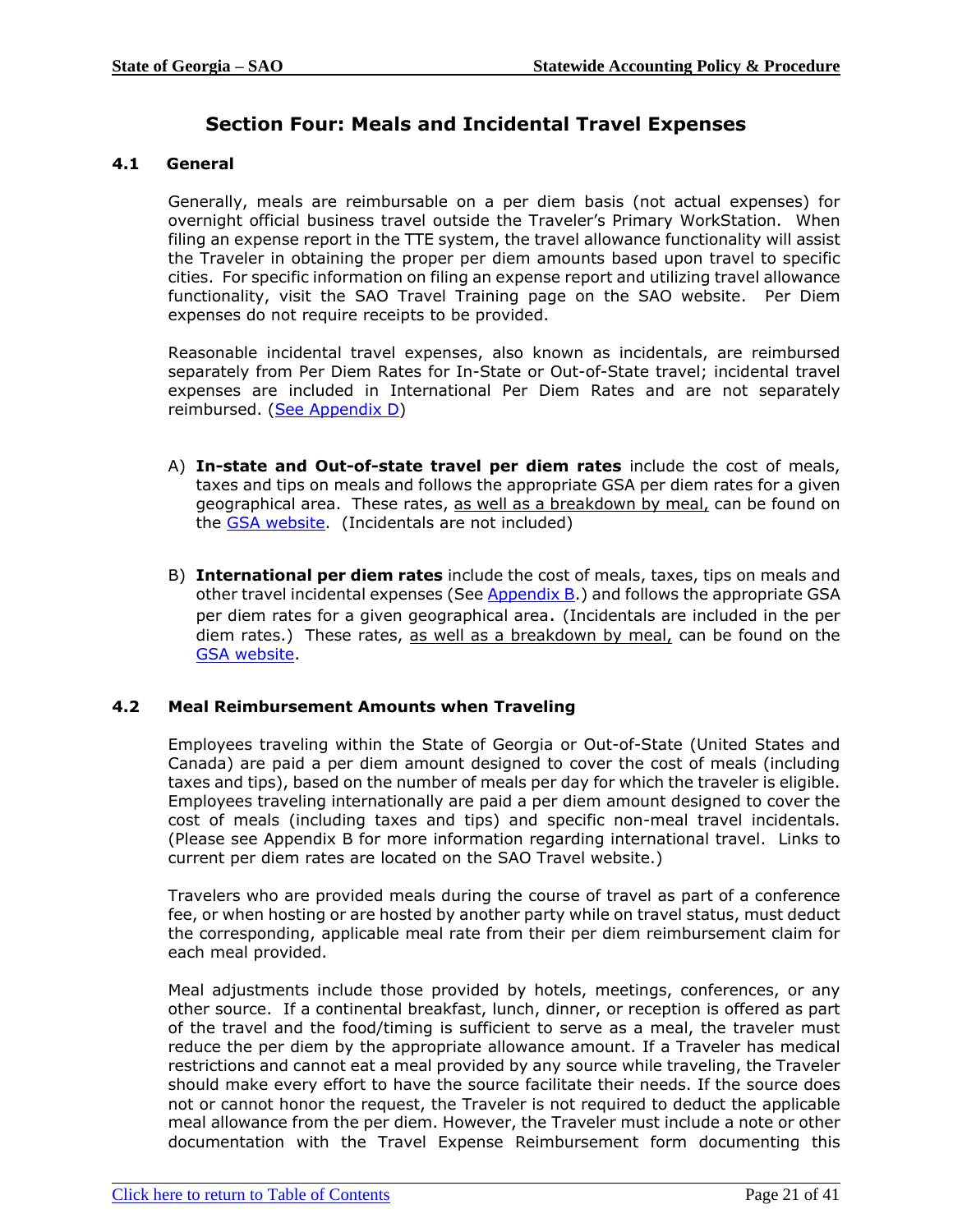# Section Four: Meals and Incidental Travel Expenses

## 4.1 General

Generally, meals are reimbursable on a per diem basis (not actual expenses) for overnight official business travel outside the Traveler's Primary WorkStation. When filing an expense report in the TTE system, the travel allowance functionality will assist the Traveler in obtaining the proper per diem amounts based upon travel to specific cities. For specific information on filing an expense report and utilizing travel allowance functionality, visit the SAO Travel Training page on the SAO website. Per Diem expenses do not require receipts to be provided.

Reasonable incidental travel expenses, also known as incidentals, are reimbursed separately from Per Diem Rates for In-State or Out-of-State travel; incidental travel expenses are included in International Per Diem Rates and are not separately reimbursed. (See Appendix D)

A) **In-state and Out-of-state travel per diem rates** include the cost of meals, taxes and tips on meals and follows the appropriate GSA per diem rates for a given geographical area. These rates, as well as a breakdown by meal, can be found on the GSA website. (Incidentals are not included)

B) **International per diem rates** include the cost of meals, taxes, tips on meals and other travel incidental expenses (See Appendix B.) and follows the appropriate GSA per diem rates for a given geographical area. (Incidentals are included in the per diem rates.) These rates, as well as a breakdown by meal, can be found on the GSA website.

## 4.2 Meal Reimbursement Amounts when Traveling

Employees traveling within the State of Georgia or Out-of-State (United States and Canada) are paid a per diem amount designed to cover the cost of meals (including taxes and tips), based on the number of meals per day for which the traveler is eligible. Employees traveling internationally are paid a per diem amount designed to cover the cost of meals (including taxes and tips) and specific non-meal travel incidentals. (Please see Appendix B for more information regarding international travel. Links to current per diem rates are located on the SAO Travel website.)

Travelers who are provided meals during the course of travel as part of a conference fee, or when hosting or are hosted by another party while on travel status, must deduct the corresponding, applicable meal rate from their per diem reimbursement claim for each meal provided.

Meal adjustments include those provided by hotels, meetings, conferences, or any other source. If a continental breakfast, lunch, dinner, or reception is offered as part of the travel and the food/timing is sufficient to serve as a meal, the traveler must reduce the per diem by the appropriate allowance amount. If a Traveler has medical restrictions and cannot eat a meal provided by any source while traveling, the Traveler should make every effort to have the source facilitate their needs. If the source does not or cannot honor the request, the Traveler is not required to deduct the applicable meal allowance from the per diem. However, the Traveler must include a note or other documentation with the Travel Expense Reimbursement form documenting this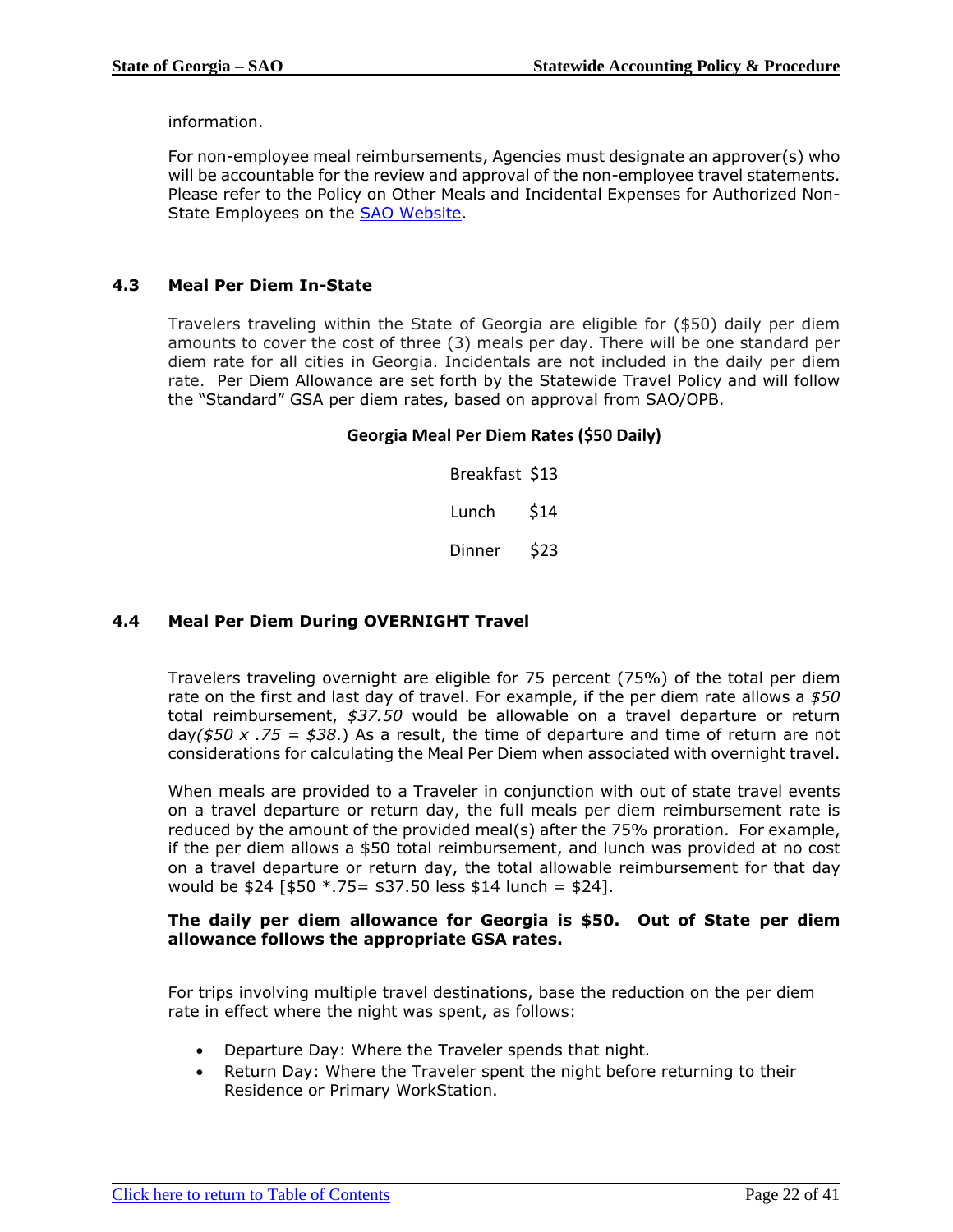information.

For non-employee meal reimbursements, Agencies must designate an approver(s) who will be accountable for the review and approval of the non-employee travel statements. Please refer to the Policy on Other Meals and Incidental Expenses for Authorized Non-State Employees on the [SAO Website](#).

### 4.3 Meal Per Diem In-State

Travelers traveling within the State of Georgia are eligible for ($50) daily per diem amounts to cover the cost of three (3) meals per day. There will be one standard per diem rate for all cities in Georgia. Incidentals are not included in the daily per diem rate. Per Diem Allowance are set forth by the Statewide Travel Policy and will follow the "Standard" GSA per diem rates, based on approval from SAO/OPB.

**Georgia Meal Per Diem Rates ($50 Daily)**

| Meal | Rate |
|---|---|
| Breakfast | $13 |
| Lunch | $14 |
| Dinner | $23 |

### 4.4 Meal Per Diem During OVERNIGHT Travel

Travelers traveling overnight are eligible for 75 percent (75%) of the total per diem rate on the first and last day of travel. For example, if the per diem rate allows a *$50* total reimbursement, *$37.50* would be allowable on a travel departure or return day*($50 x .75 = $38*.) As a result, the time of departure and time of return are not considerations for calculating the Meal Per Diem when associated with overnight travel.

When meals are provided to a Traveler in conjunction with out of state travel events on a travel departure or return day, the full meals per diem reimbursement rate is reduced by the amount of the provided meal(s) after the 75% proration. For example, if the per diem allows a $50 total reimbursement, and lunch was provided at no cost on a travel departure or return day, the total allowable reimbursement for that day would be $24 [$50 *.75= $37.50 less $14 lunch = $24].

**The daily per diem allowance for Georgia is $50. Out of State per diem allowance follows the appropriate GSA rates.**

For trips involving multiple travel destinations, base the reduction on the per diem rate in effect where the night was spent, as follows:

- Departure Day: Where the Traveler spends that night.
- Return Day: Where the Traveler spent the night before returning to their Residence or Primary WorkStation.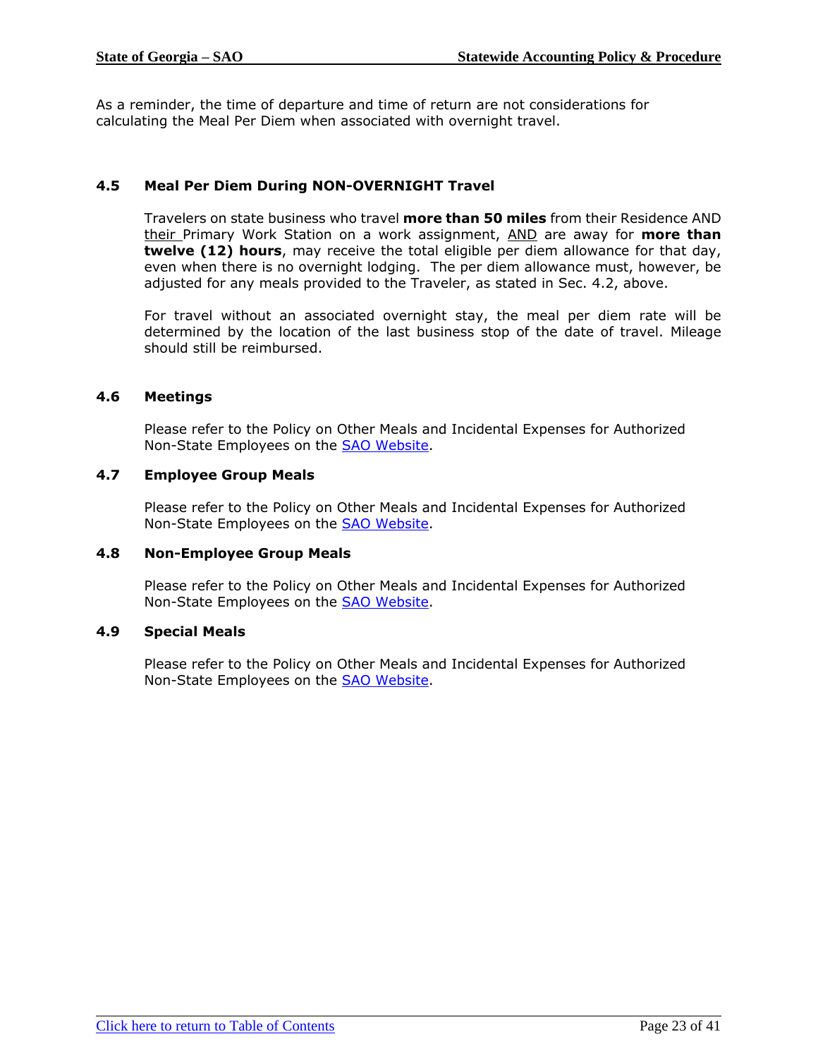As a reminder, the time of departure and time of return are not considerations for calculating the Meal Per Diem when associated with overnight travel.

### 4.5 Meal Per Diem During NON-OVERNIGHT Travel

Travelers on state business who travel **more than 50 miles** from their Residence AND their Primary Work Station on a work assignment, AND are away for **more than twelve (12) hours**, may receive the total eligible per diem allowance for that day, even when there is no overnight lodging. The per diem allowance must, however, be adjusted for any meals provided to the Traveler, as stated in Sec. 4.2, above.

For travel without an associated overnight stay, the meal per diem rate will be determined by the location of the last business stop of the date of travel. Mileage should still be reimbursed.

### 4.6 Meetings

Please refer to the Policy on Other Meals and Incidental Expenses for Authorized Non-State Employees on the SAO Website.

### 4.7 Employee Group Meals

Please refer to the Policy on Other Meals and Incidental Expenses for Authorized Non-State Employees on the SAO Website.

### 4.8 Non-Employee Group Meals

Please refer to the Policy on Other Meals and Incidental Expenses for Authorized Non-State Employees on the SAO Website.

### 4.9 Special Meals

Please refer to the Policy on Other Meals and Incidental Expenses for Authorized Non-State Employees on the SAO Website.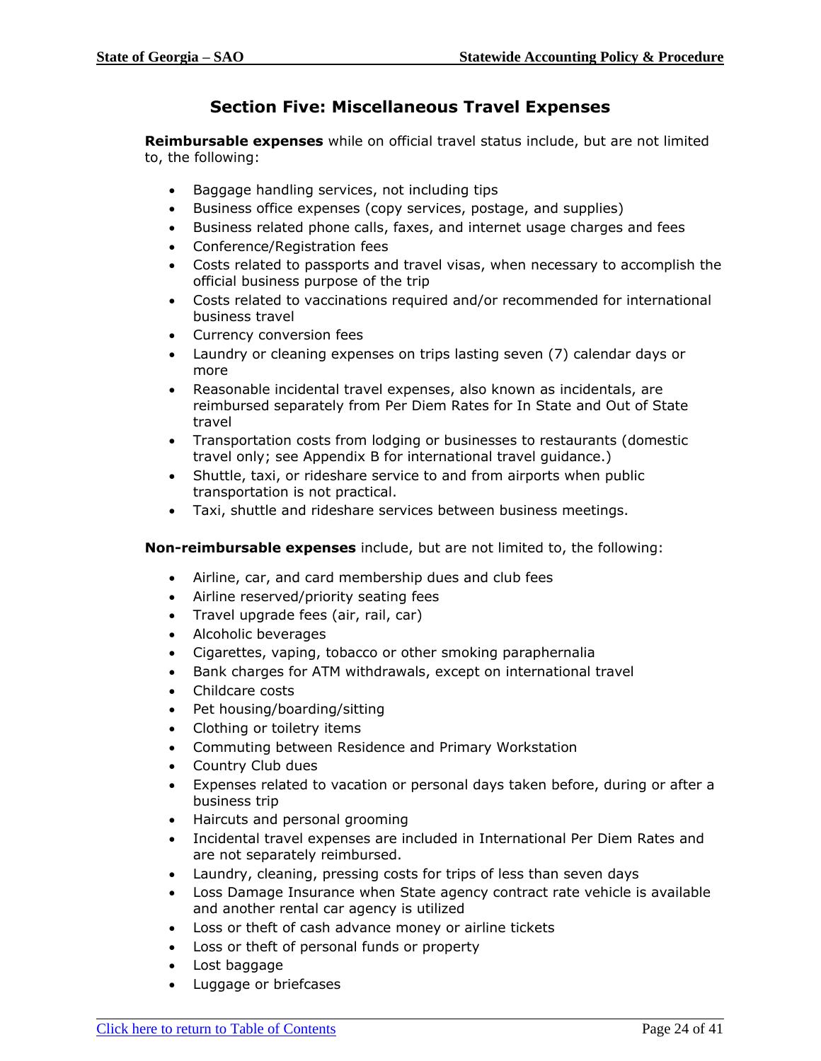## Section Five: Miscellaneous Travel Expenses

**Reimbursable expenses** while on official travel status include, but are not limited to, the following:

- Baggage handling services, not including tips
- Business office expenses (copy services, postage, and supplies)
- Business related phone calls, faxes, and internet usage charges and fees
- Conference/Registration fees
- Costs related to passports and travel visas, when necessary to accomplish the official business purpose of the trip
- Costs related to vaccinations required and/or recommended for international business travel
- Currency conversion fees
- Laundry or cleaning expenses on trips lasting seven (7) calendar days or more
- Reasonable incidental travel expenses, also known as incidentals, are reimbursed separately from Per Diem Rates for In State and Out of State travel
- Transportation costs from lodging or businesses to restaurants (domestic travel only; see Appendix B for international travel guidance.)
- Shuttle, taxi, or rideshare service to and from airports when public transportation is not practical.
- Taxi, shuttle and rideshare services between business meetings.

**Non-reimbursable expenses** include, but are not limited to, the following:

- Airline, car, and card membership dues and club fees
- Airline reserved/priority seating fees
- Travel upgrade fees (air, rail, car)
- Alcoholic beverages
- Cigarettes, vaping, tobacco or other smoking paraphernalia
- Bank charges for ATM withdrawals, except on international travel
- Childcare costs
- Pet housing/boarding/sitting
- Clothing or toiletry items
- Commuting between Residence and Primary Workstation
- Country Club dues
- Expenses related to vacation or personal days taken before, during or after a business trip
- Haircuts and personal grooming
- Incidental travel expenses are included in International Per Diem Rates and are not separately reimbursed.
- Laundry, cleaning, pressing costs for trips of less than seven days
- Loss Damage Insurance when State agency contract rate vehicle is available and another rental car agency is utilized
- Loss or theft of cash advance money or airline tickets
- Loss or theft of personal funds or property
- Lost baggage
- Luggage or briefcases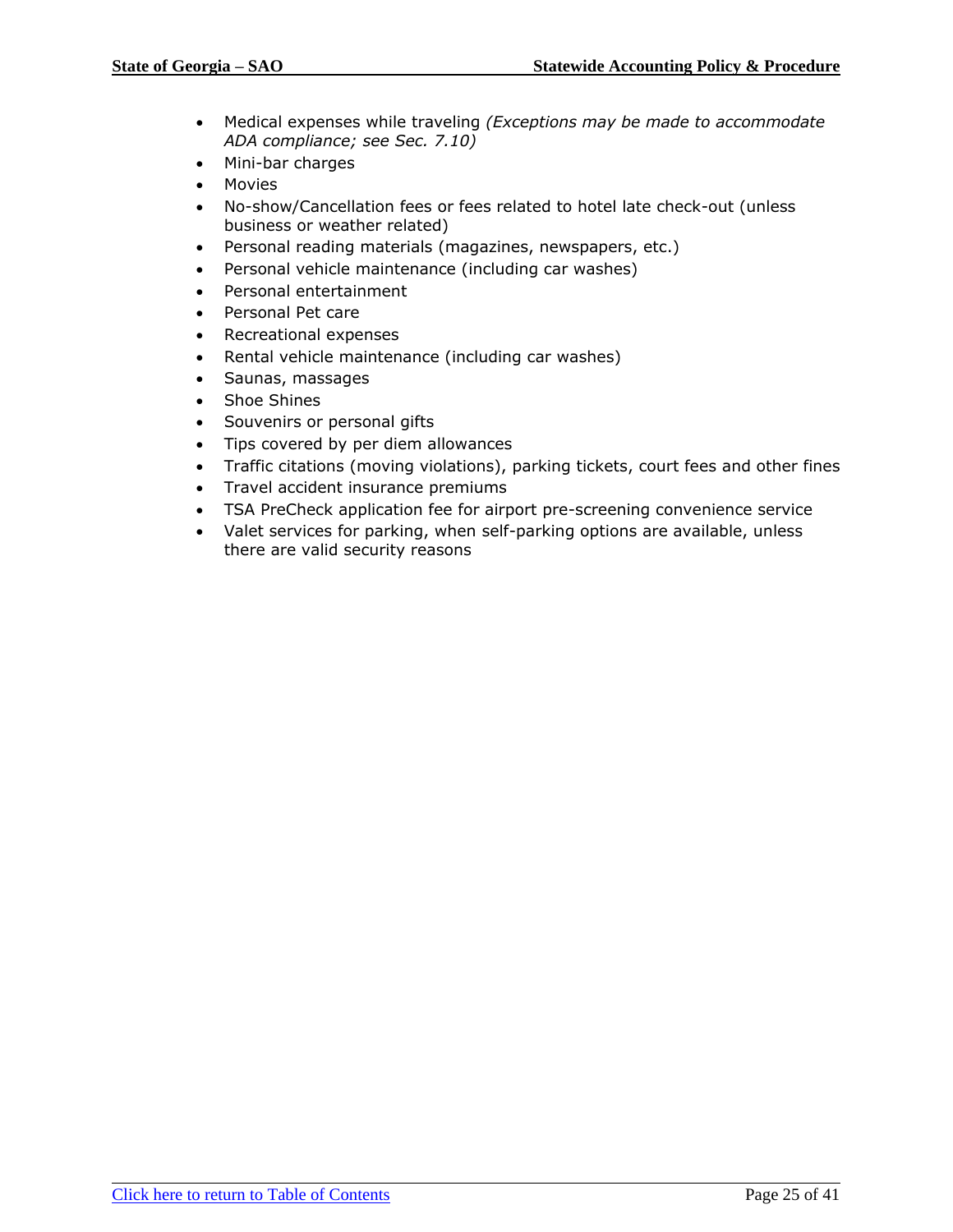- Medical expenses while traveling *(Exceptions may be made to accommodate ADA compliance; see Sec. 7.10)*
- Mini-bar charges
- Movies
- No-show/Cancellation fees or fees related to hotel late check-out (unless business or weather related)
- Personal reading materials (magazines, newspapers, etc.)
- Personal vehicle maintenance (including car washes)
- Personal entertainment
- Personal Pet care
- Recreational expenses
- Rental vehicle maintenance (including car washes)
- Saunas, massages
- Shoe Shines
- Souvenirs or personal gifts
- Tips covered by per diem allowances
- Traffic citations (moving violations), parking tickets, court fees and other fines
- Travel accident insurance premiums
- TSA PreCheck application fee for airport pre-screening convenience service
- Valet services for parking, when self-parking options are available, unless there are valid security reasons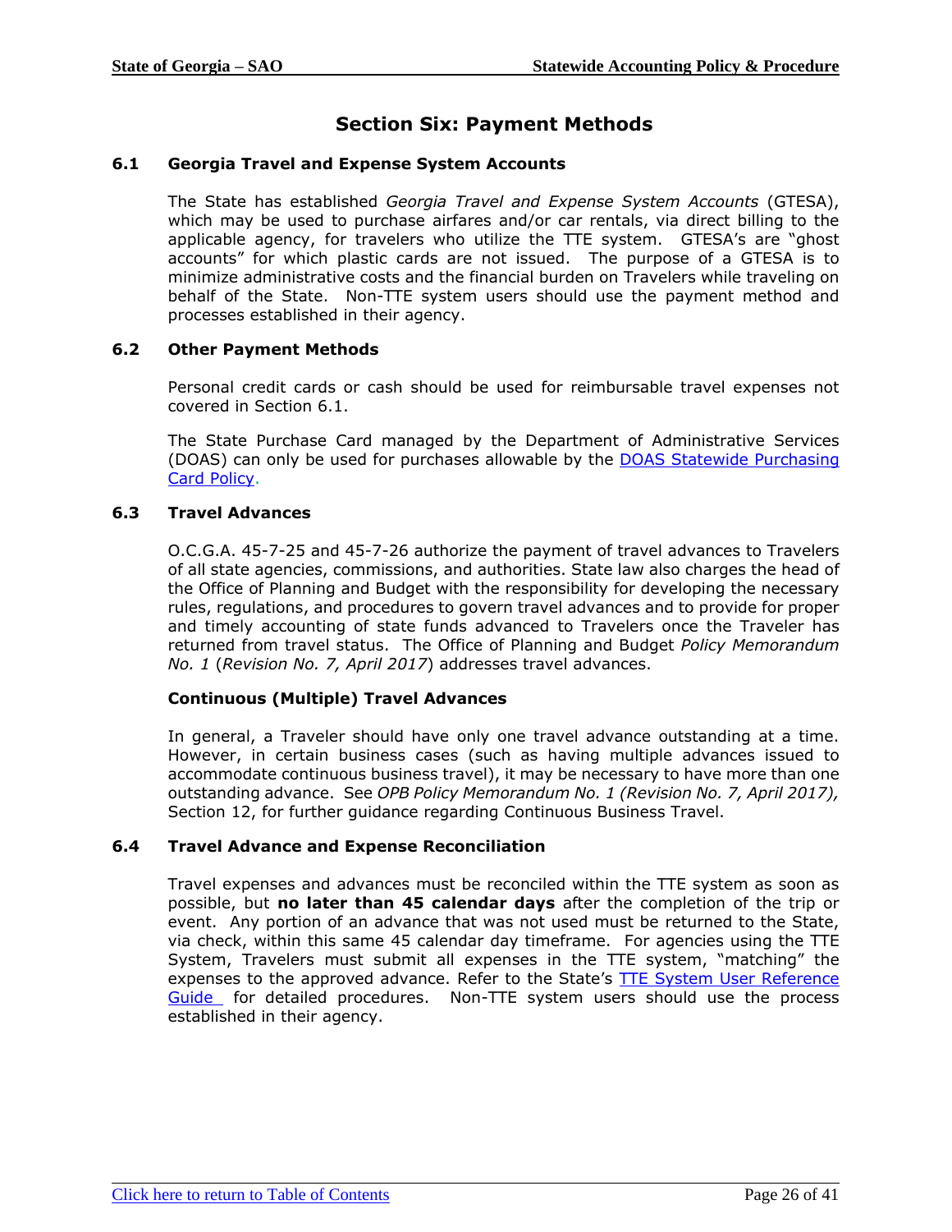# Section Six: Payment Methods

## 6.1 Georgia Travel and Expense System Accounts

The State has established *Georgia Travel and Expense System Accounts* (GTESA), which may be used to purchase airfares and/or car rentals, via direct billing to the applicable agency, for travelers who utilize the TTE system. GTESA's are "ghost accounts" for which plastic cards are not issued. The purpose of a GTESA is to minimize administrative costs and the financial burden on Travelers while traveling on behalf of the State. Non-TTE system users should use the payment method and processes established in their agency.

## 6.2 Other Payment Methods

Personal credit cards or cash should be used for reimbursable travel expenses not covered in Section 6.1.

The State Purchase Card managed by the Department of Administrative Services (DOAS) can only be used for purchases allowable by the DOAS Statewide Purchasing Card Policy.

## 6.3 Travel Advances

O.C.G.A. 45-7-25 and 45-7-26 authorize the payment of travel advances to Travelers of all state agencies, commissions, and authorities. State law also charges the head of the Office of Planning and Budget with the responsibility for developing the necessary rules, regulations, and procedures to govern travel advances and to provide for proper and timely accounting of state funds advanced to Travelers once the Traveler has returned from travel status. The Office of Planning and Budget *Policy Memorandum No. 1* (*Revision No. 7, April 2017*) addresses travel advances.

### Continuous (Multiple) Travel Advances

In general, a Traveler should have only one travel advance outstanding at a time. However, in certain business cases (such as having multiple advances issued to accommodate continuous business travel), it may be necessary to have more than one outstanding advance. See *OPB Policy Memorandum No. 1 (Revision No. 7, April 2017),* Section 12, for further guidance regarding Continuous Business Travel.

## 6.4 Travel Advance and Expense Reconciliation

Travel expenses and advances must be reconciled within the TTE system as soon as possible, but **no later than 45 calendar days** after the completion of the trip or event. Any portion of an advance that was not used must be returned to the State, via check, within this same 45 calendar day timeframe. For agencies using the TTE System, Travelers must submit all expenses in the TTE system, "matching" the expenses to the approved advance. Refer to the State's TTE System User Reference Guide for detailed procedures. Non-TTE system users should use the process established in their agency.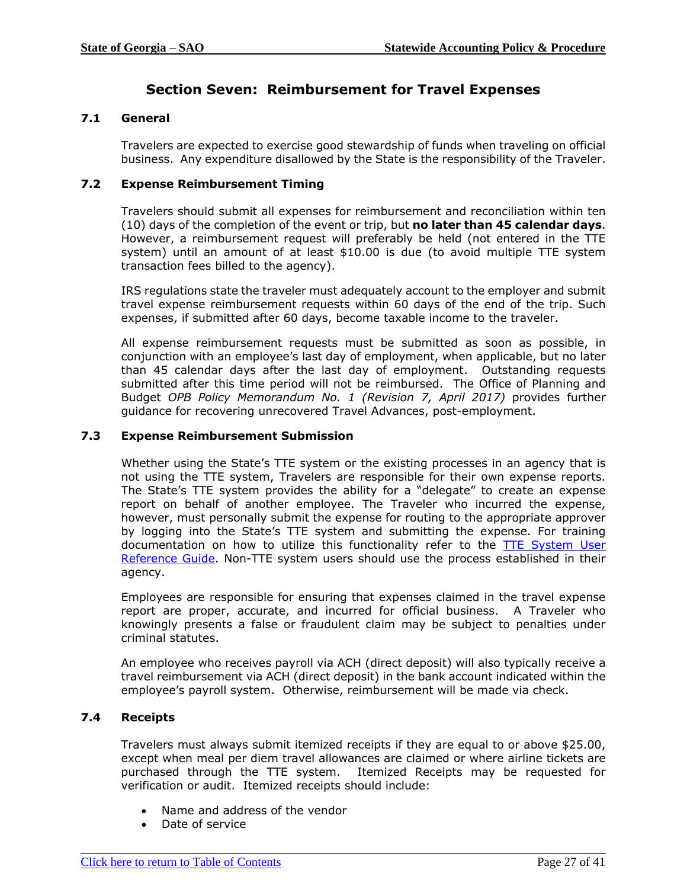# Section Seven: Reimbursement for Travel Expenses

## 7.1 General

Travelers are expected to exercise good stewardship of funds when traveling on official business. Any expenditure disallowed by the State is the responsibility of the Traveler.

## 7.2 Expense Reimbursement Timing

Travelers should submit all expenses for reimbursement and reconciliation within ten (10) days of the completion of the event or trip, but **no later than 45 calendar days**. However, a reimbursement request will preferably be held (not entered in the TTE system) until an amount of at least $10.00 is due (to avoid multiple TTE system transaction fees billed to the agency).

IRS regulations state the traveler must adequately account to the employer and submit travel expense reimbursement requests within 60 days of the end of the trip. Such expenses, if submitted after 60 days, become taxable income to the traveler.

All expense reimbursement requests must be submitted as soon as possible, in conjunction with an employee's last day of employment, when applicable, but no later than 45 calendar days after the last day of employment. Outstanding requests submitted after this time period will not be reimbursed. The Office of Planning and Budget *OPB Policy Memorandum No. 1 (Revision 7, April 2017)* provides further guidance for recovering unrecovered Travel Advances, post-employment.

## 7.3 Expense Reimbursement Submission

Whether using the State's TTE system or the existing processes in an agency that is not using the TTE system, Travelers are responsible for their own expense reports. The State's TTE system provides the ability for a "delegate" to create an expense report on behalf of another employee. The Traveler who incurred the expense, however, must personally submit the expense for routing to the appropriate approver by logging into the State's TTE system and submitting the expense. For training documentation on how to utilize this functionality refer to the TTE System User Reference Guide. Non-TTE system users should use the process established in their agency.

Employees are responsible for ensuring that expenses claimed in the travel expense report are proper, accurate, and incurred for official business. A Traveler who knowingly presents a false or fraudulent claim may be subject to penalties under criminal statutes.

An employee who receives payroll via ACH (direct deposit) will also typically receive a travel reimbursement via ACH (direct deposit) in the bank account indicated within the employee's payroll system. Otherwise, reimbursement will be made via check.

## 7.4 Receipts

Travelers must always submit itemized receipts if they are equal to or above $25.00, except when meal per diem travel allowances are claimed or where airline tickets are purchased through the TTE system. Itemized Receipts may be requested for verification or audit. Itemized receipts should include:

- Name and address of the vendor
- Date of service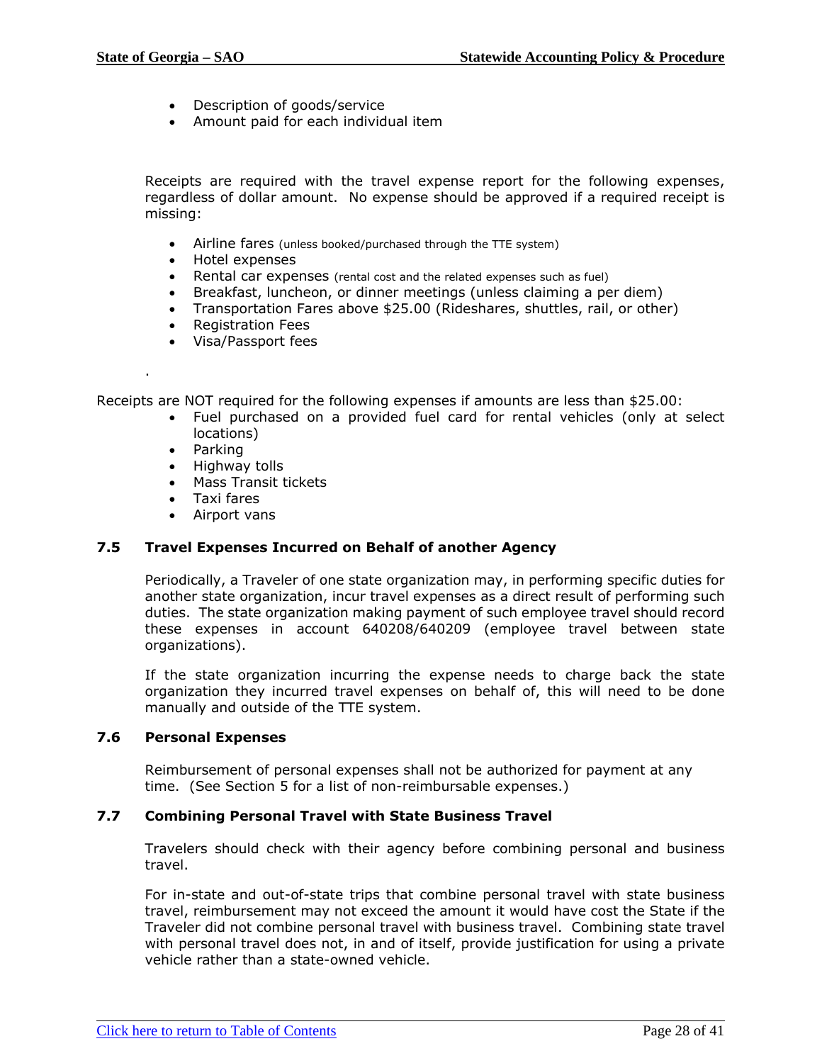- Description of goods/service
- Amount paid for each individual item

Receipts are required with the travel expense report for the following expenses, regardless of dollar amount. No expense should be approved if a required receipt is missing:

- Airline fares (unless booked/purchased through the TTE system)
- Hotel expenses
- Rental car expenses (rental cost and the related expenses such as fuel)
- Breakfast, luncheon, or dinner meetings (unless claiming a per diem)
- Transportation Fares above $25.00 (Rideshares, shuttles, rail, or other)
- Registration Fees
- Visa/Passport fees

.

Receipts are NOT required for the following expenses if amounts are less than $25.00:

- Fuel purchased on a provided fuel card for rental vehicles (only at select locations)
- Parking
- Highway tolls
- Mass Transit tickets
- Taxi fares
- Airport vans

### 7.5 Travel Expenses Incurred on Behalf of another Agency

Periodically, a Traveler of one state organization may, in performing specific duties for another state organization, incur travel expenses as a direct result of performing such duties. The state organization making payment of such employee travel should record these expenses in account 640208/640209 (employee travel between state organizations).

If the state organization incurring the expense needs to charge back the state organization they incurred travel expenses on behalf of, this will need to be done manually and outside of the TTE system.

### 7.6 Personal Expenses

Reimbursement of personal expenses shall not be authorized for payment at any time. (See Section 5 for a list of non-reimbursable expenses.)

### 7.7 Combining Personal Travel with State Business Travel

Travelers should check with their agency before combining personal and business travel.

For in-state and out-of-state trips that combine personal travel with state business travel, reimbursement may not exceed the amount it would have cost the State if the Traveler did not combine personal travel with business travel. Combining state travel with personal travel does not, in and of itself, provide justification for using a private vehicle rather than a state-owned vehicle.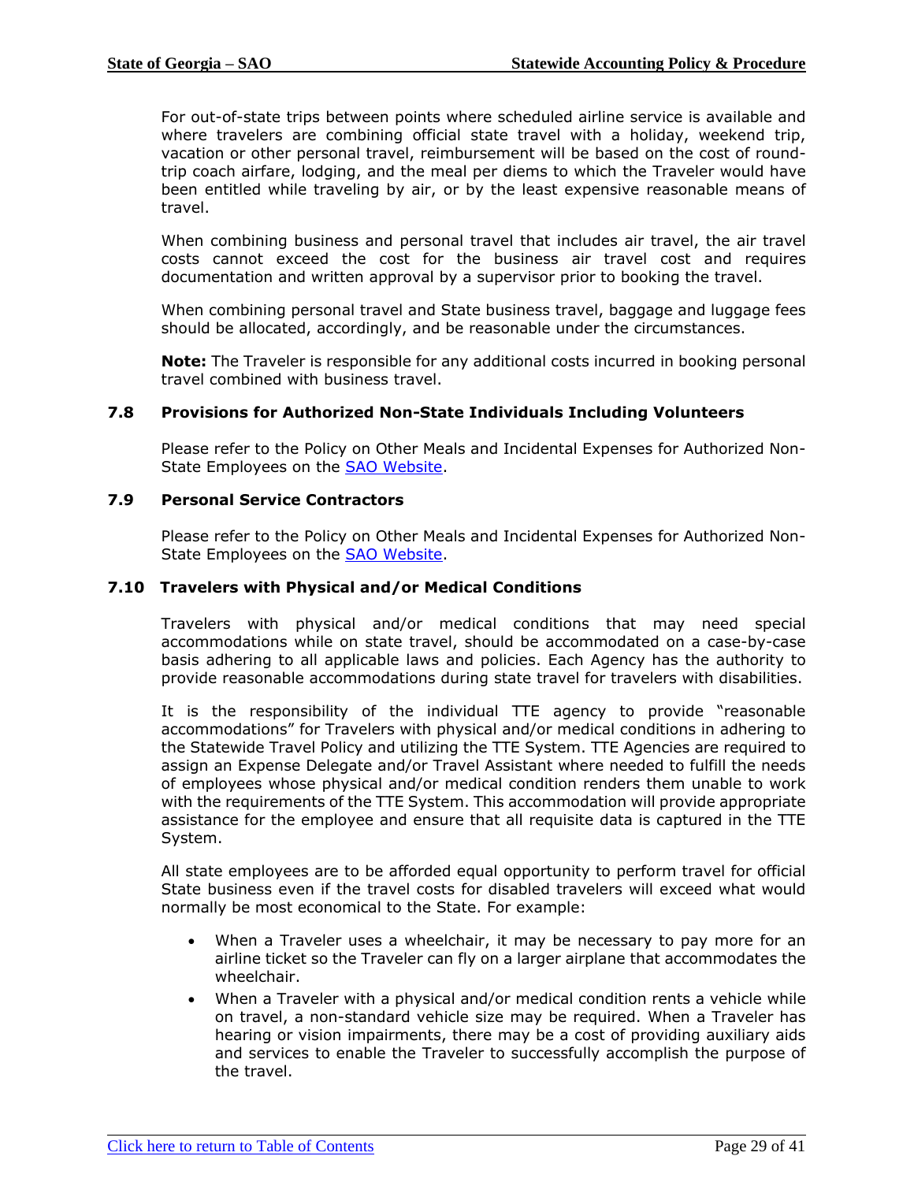For out-of-state trips between points where scheduled airline service is available and where travelers are combining official state travel with a holiday, weekend trip, vacation or other personal travel, reimbursement will be based on the cost of round-trip coach airfare, lodging, and the meal per diems to which the Traveler would have been entitled while traveling by air, or by the least expensive reasonable means of travel.

When combining business and personal travel that includes air travel, the air travel costs cannot exceed the cost for the business air travel cost and requires documentation and written approval by a supervisor prior to booking the travel.

When combining personal travel and State business travel, baggage and luggage fees should be allocated, accordingly, and be reasonable under the circumstances.

**Note:** The Traveler is responsible for any additional costs incurred in booking personal travel combined with business travel.

### 7.8 Provisions for Authorized Non-State Individuals Including Volunteers

Please refer to the Policy on Other Meals and Incidental Expenses for Authorized Non-State Employees on the [SAO Website](#).

### 7.9 Personal Service Contractors

Please refer to the Policy on Other Meals and Incidental Expenses for Authorized Non-State Employees on the [SAO Website](#).

### 7.10 Travelers with Physical and/or Medical Conditions

Travelers with physical and/or medical conditions that may need special accommodations while on state travel, should be accommodated on a case-by-case basis adhering to all applicable laws and policies. Each Agency has the authority to provide reasonable accommodations during state travel for travelers with disabilities.

It is the responsibility of the individual TTE agency to provide "reasonable accommodations" for Travelers with physical and/or medical conditions in adhering to the Statewide Travel Policy and utilizing the TTE System. TTE Agencies are required to assign an Expense Delegate and/or Travel Assistant where needed to fulfill the needs of employees whose physical and/or medical condition renders them unable to work with the requirements of the TTE System. This accommodation will provide appropriate assistance for the employee and ensure that all requisite data is captured in the TTE System.

All state employees are to be afforded equal opportunity to perform travel for official State business even if the travel costs for disabled travelers will exceed what would normally be most economical to the State. For example:

- When a Traveler uses a wheelchair, it may be necessary to pay more for an airline ticket so the Traveler can fly on a larger airplane that accommodates the wheelchair.
- When a Traveler with a physical and/or medical condition rents a vehicle while on travel, a non-standard vehicle size may be required. When a Traveler has hearing or vision impairments, there may be a cost of providing auxiliary aids and services to enable the Traveler to successfully accomplish the purpose of the travel.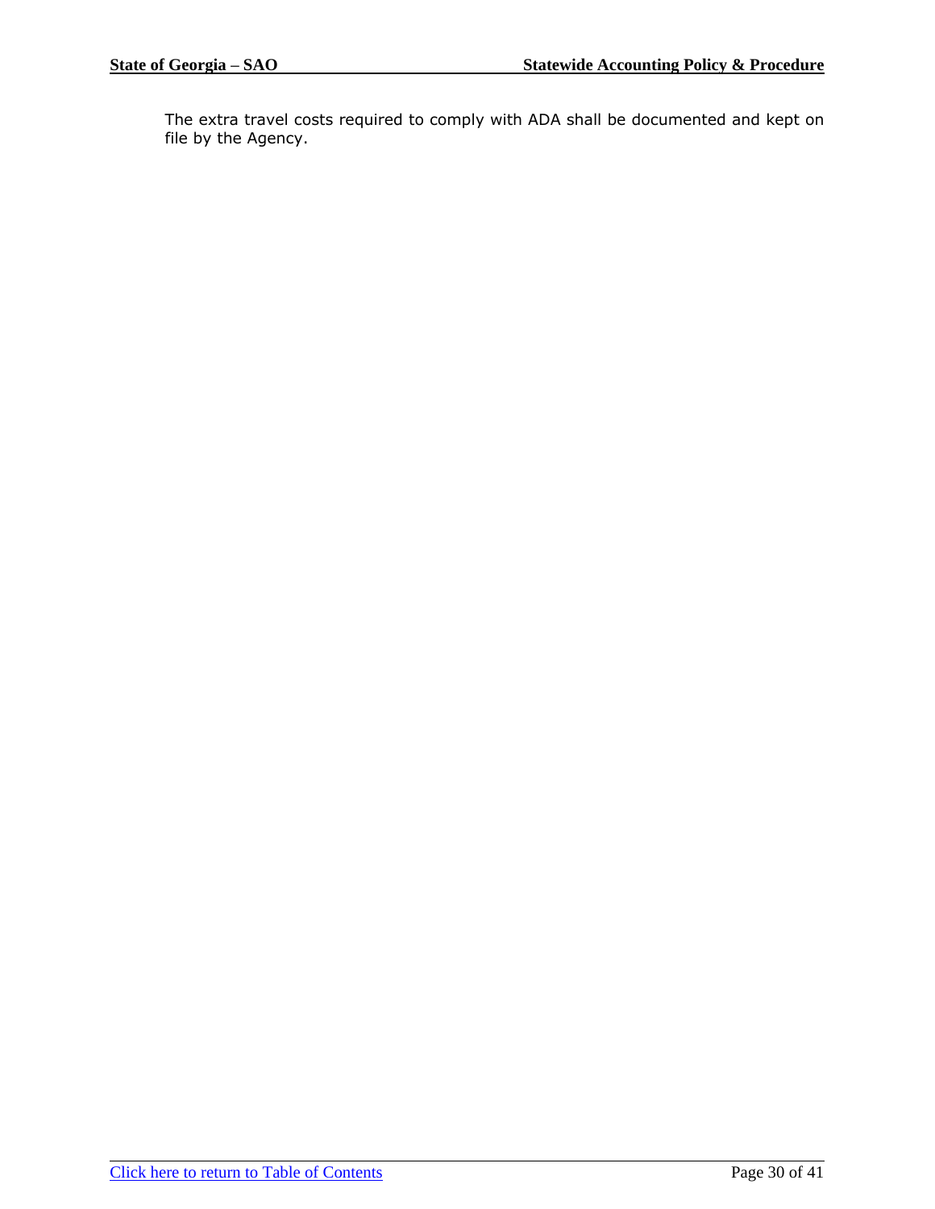The extra travel costs required to comply with ADA shall be documented and kept on file by the Agency.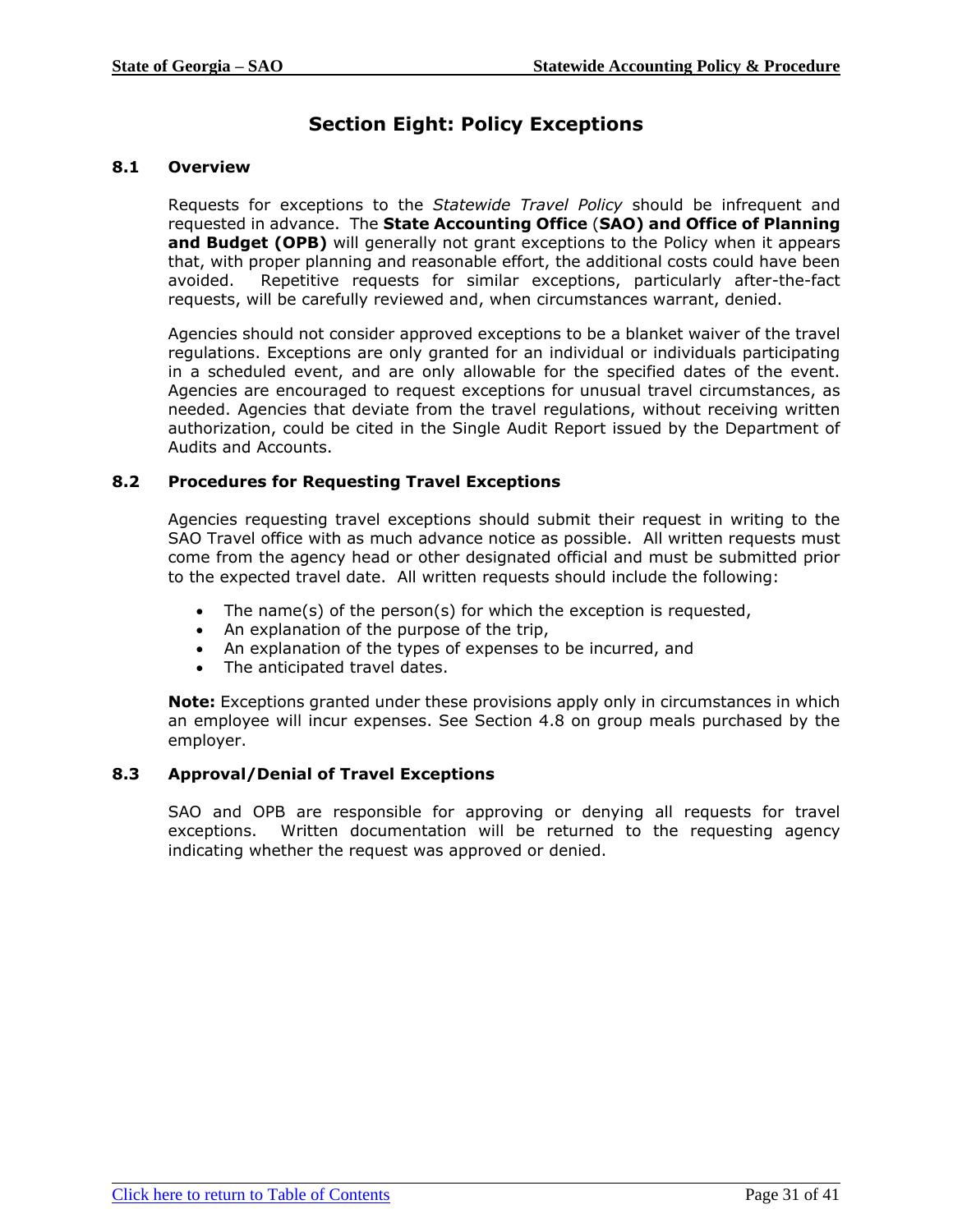# Section Eight: Policy Exceptions

## 8.1 Overview

Requests for exceptions to the *Statewide Travel Policy* should be infrequent and requested in advance. The **State Accounting Office** (**SAO) and Office of Planning and Budget (OPB)** will generally not grant exceptions to the Policy when it appears that, with proper planning and reasonable effort, the additional costs could have been avoided. Repetitive requests for similar exceptions, particularly after-the-fact requests, will be carefully reviewed and, when circumstances warrant, denied.

Agencies should not consider approved exceptions to be a blanket waiver of the travel regulations. Exceptions are only granted for an individual or individuals participating in a scheduled event, and are only allowable for the specified dates of the event. Agencies are encouraged to request exceptions for unusual travel circumstances, as needed. Agencies that deviate from the travel regulations, without receiving written authorization, could be cited in the Single Audit Report issued by the Department of Audits and Accounts.

## 8.2 Procedures for Requesting Travel Exceptions

Agencies requesting travel exceptions should submit their request in writing to the SAO Travel office with as much advance notice as possible. All written requests must come from the agency head or other designated official and must be submitted prior to the expected travel date. All written requests should include the following:

- The name(s) of the person(s) for which the exception is requested,
- An explanation of the purpose of the trip,
- An explanation of the types of expenses to be incurred, and
- The anticipated travel dates.

**Note:** Exceptions granted under these provisions apply only in circumstances in which an employee will incur expenses. See Section 4.8 on group meals purchased by the employer.

## 8.3 Approval/Denial of Travel Exceptions

SAO and OPB are responsible for approving or denying all requests for travel exceptions. Written documentation will be returned to the requesting agency indicating whether the request was approved or denied.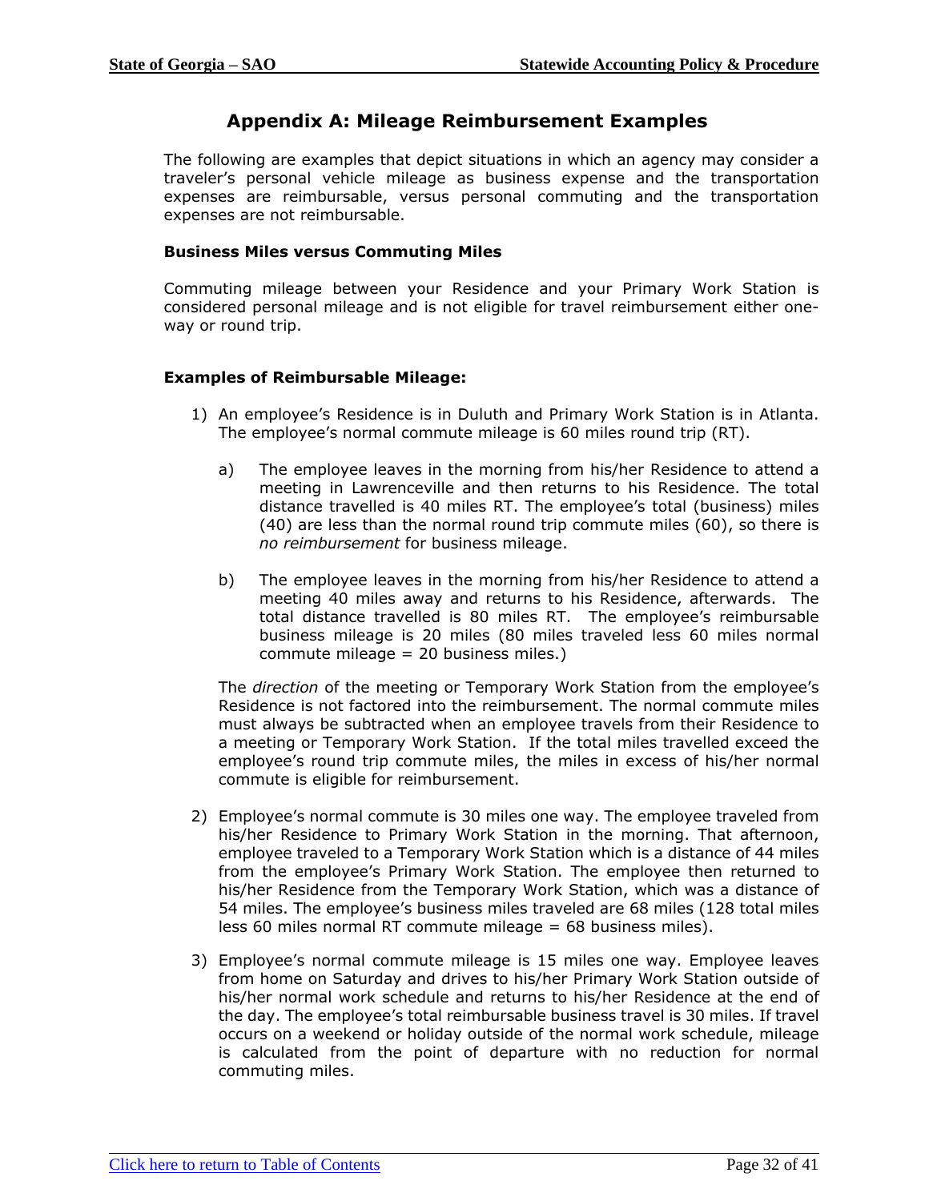# Appendix A: Mileage Reimbursement Examples

The following are examples that depict situations in which an agency may consider a traveler's personal vehicle mileage as business expense and the transportation expenses are reimbursable, versus personal commuting and the transportation expenses are not reimbursable.

### Business Miles versus Commuting Miles

Commuting mileage between your Residence and your Primary Work Station is considered personal mileage and is not eligible for travel reimbursement either one-way or round trip.

### Examples of Reimbursable Mileage:

1) An employee's Residence is in Duluth and Primary Work Station is in Atlanta. The employee's normal commute mileage is 60 miles round trip (RT).

   a) The employee leaves in the morning from his/her Residence to attend a meeting in Lawrenceville and then returns to his Residence. The total distance travelled is 40 miles RT. The employee's total (business) miles (40) are less than the normal round trip commute miles (60), so there is *no reimbursement* for business mileage.

   b) The employee leaves in the morning from his/her Residence to attend a meeting 40 miles away and returns to his Residence, afterwards. The total distance travelled is 80 miles RT. The employee's reimbursable business mileage is 20 miles (80 miles traveled less 60 miles normal commute mileage = 20 business miles.)

   The *direction* of the meeting or Temporary Work Station from the employee's Residence is not factored into the reimbursement. The normal commute miles must always be subtracted when an employee travels from their Residence to a meeting or Temporary Work Station. If the total miles travelled exceed the employee's round trip commute miles, the miles in excess of his/her normal commute is eligible for reimbursement.

2) Employee's normal commute is 30 miles one way. The employee traveled from his/her Residence to Primary Work Station in the morning. That afternoon, employee traveled to a Temporary Work Station which is a distance of 44 miles from the employee's Primary Work Station. The employee then returned to his/her Residence from the Temporary Work Station, which was a distance of 54 miles. The employee's business miles traveled are 68 miles (128 total miles less 60 miles normal RT commute mileage = 68 business miles).

3) Employee's normal commute mileage is 15 miles one way. Employee leaves from home on Saturday and drives to his/her Primary Work Station outside of his/her normal work schedule and returns to his/her Residence at the end of the day. The employee's total reimbursable business travel is 30 miles. If travel occurs on a weekend or holiday outside of the normal work schedule, mileage is calculated from the point of departure with no reduction for normal commuting miles.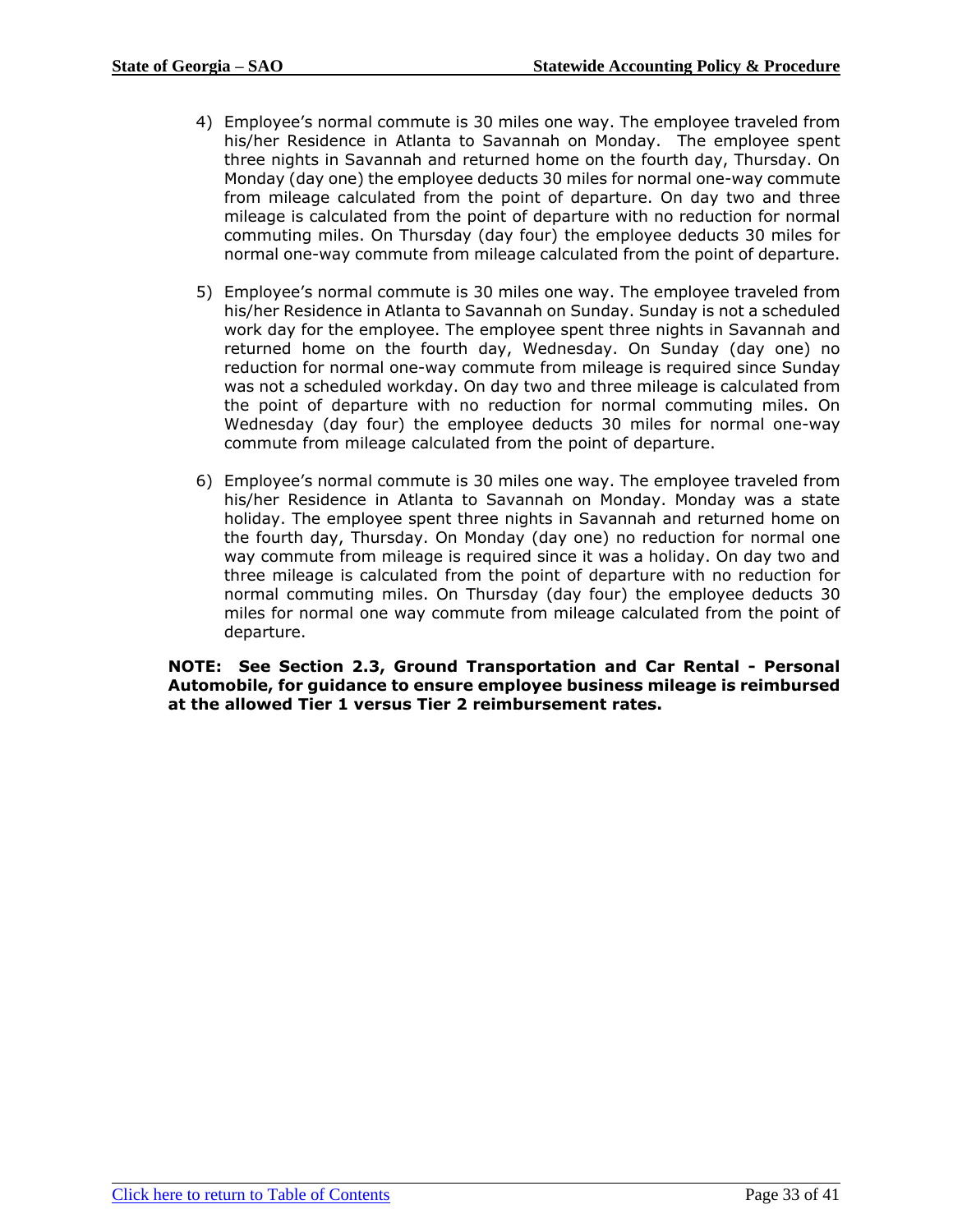4) Employee's normal commute is 30 miles one way. The employee traveled from his/her Residence in Atlanta to Savannah on Monday. The employee spent three nights in Savannah and returned home on the fourth day, Thursday. On Monday (day one) the employee deducts 30 miles for normal one-way commute from mileage calculated from the point of departure. On day two and three mileage is calculated from the point of departure with no reduction for normal commuting miles. On Thursday (day four) the employee deducts 30 miles for normal one-way commute from mileage calculated from the point of departure.

5) Employee's normal commute is 30 miles one way. The employee traveled from his/her Residence in Atlanta to Savannah on Sunday. Sunday is not a scheduled work day for the employee. The employee spent three nights in Savannah and returned home on the fourth day, Wednesday. On Sunday (day one) no reduction for normal one-way commute from mileage is required since Sunday was not a scheduled workday. On day two and three mileage is calculated from the point of departure with no reduction for normal commuting miles. On Wednesday (day four) the employee deducts 30 miles for normal one-way commute from mileage calculated from the point of departure.

6) Employee's normal commute is 30 miles one way. The employee traveled from his/her Residence in Atlanta to Savannah on Monday. Monday was a state holiday. The employee spent three nights in Savannah and returned home on the fourth day, Thursday. On Monday (day one) no reduction for normal one way commute from mileage is required since it was a holiday. On day two and three mileage is calculated from the point of departure with no reduction for normal commuting miles. On Thursday (day four) the employee deducts 30 miles for normal one way commute from mileage calculated from the point of departure.

**NOTE: See Section 2.3, Ground Transportation and Car Rental - Personal Automobile, for guidance to ensure employee business mileage is reimbursed at the allowed Tier 1 versus Tier 2 reimbursement rates.**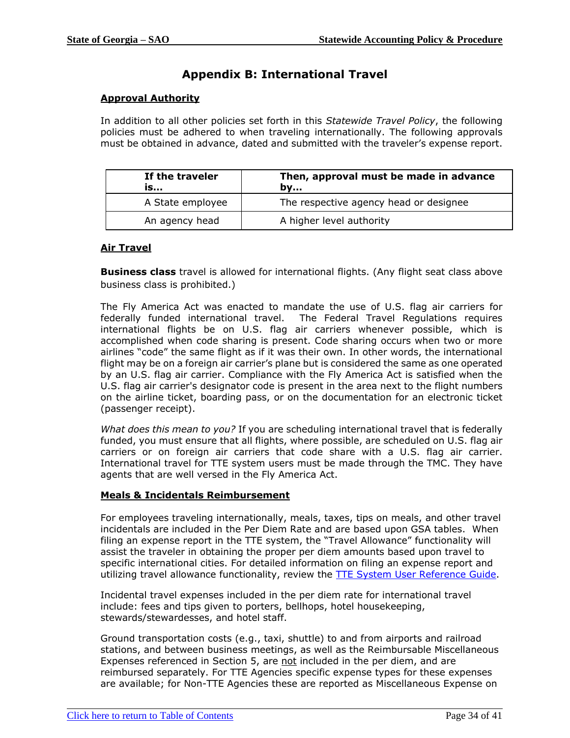# Appendix B: International Travel

## Approval Authority

In addition to all other policies set forth in this *Statewide Travel Policy*, the following policies must be adhered to when traveling internationally. The following approvals must be obtained in advance, dated and submitted with the traveler's expense report.

| If the traveler is… | Then, approval must be made in advance by… |
|---|---|
| A State employee | The respective agency head or designee |
| An agency head | A higher level authority |

## Air Travel

**Business class** travel is allowed for international flights. (Any flight seat class above business class is prohibited.)

The Fly America Act was enacted to mandate the use of U.S. flag air carriers for federally funded international travel. The Federal Travel Regulations requires international flights be on U.S. flag air carriers whenever possible, which is accomplished when code sharing is present. Code sharing occurs when two or more airlines "code" the same flight as if it was their own. In other words, the international flight may be on a foreign air carrier's plane but is considered the same as one operated by an U.S. flag air carrier. Compliance with the Fly America Act is satisfied when the U.S. flag air carrier's designator code is present in the area next to the flight numbers on the airline ticket, boarding pass, or on the documentation for an electronic ticket (passenger receipt).

*What does this mean to you?* If you are scheduling international travel that is federally funded, you must ensure that all flights, where possible, are scheduled on U.S. flag air carriers or on foreign air carriers that code share with a U.S. flag air carrier. International travel for TTE system users must be made through the TMC. They have agents that are well versed in the Fly America Act.

## Meals & Incidentals Reimbursement

For employees traveling internationally, meals, taxes, tips on meals, and other travel incidentals are included in the Per Diem Rate and are based upon GSA tables. When filing an expense report in the TTE system, the "Travel Allowance" functionality will assist the traveler in obtaining the proper per diem amounts based upon travel to specific international cities. For detailed information on filing an expense report and utilizing travel allowance functionality, review the [TTE System User Reference Guide](TTE System User Reference Guide).

Incidental travel expenses included in the per diem rate for international travel include: fees and tips given to porters, bellhops, hotel housekeeping, stewards/stewardesses, and hotel staff.

Ground transportation costs (e.g., taxi, shuttle) to and from airports and railroad stations, and between business meetings, as well as the Reimbursable Miscellaneous Expenses referenced in Section 5, are not included in the per diem, and are reimbursed separately. For TTE Agencies specific expense types for these expenses are available; for Non-TTE Agencies these are reported as Miscellaneous Expense on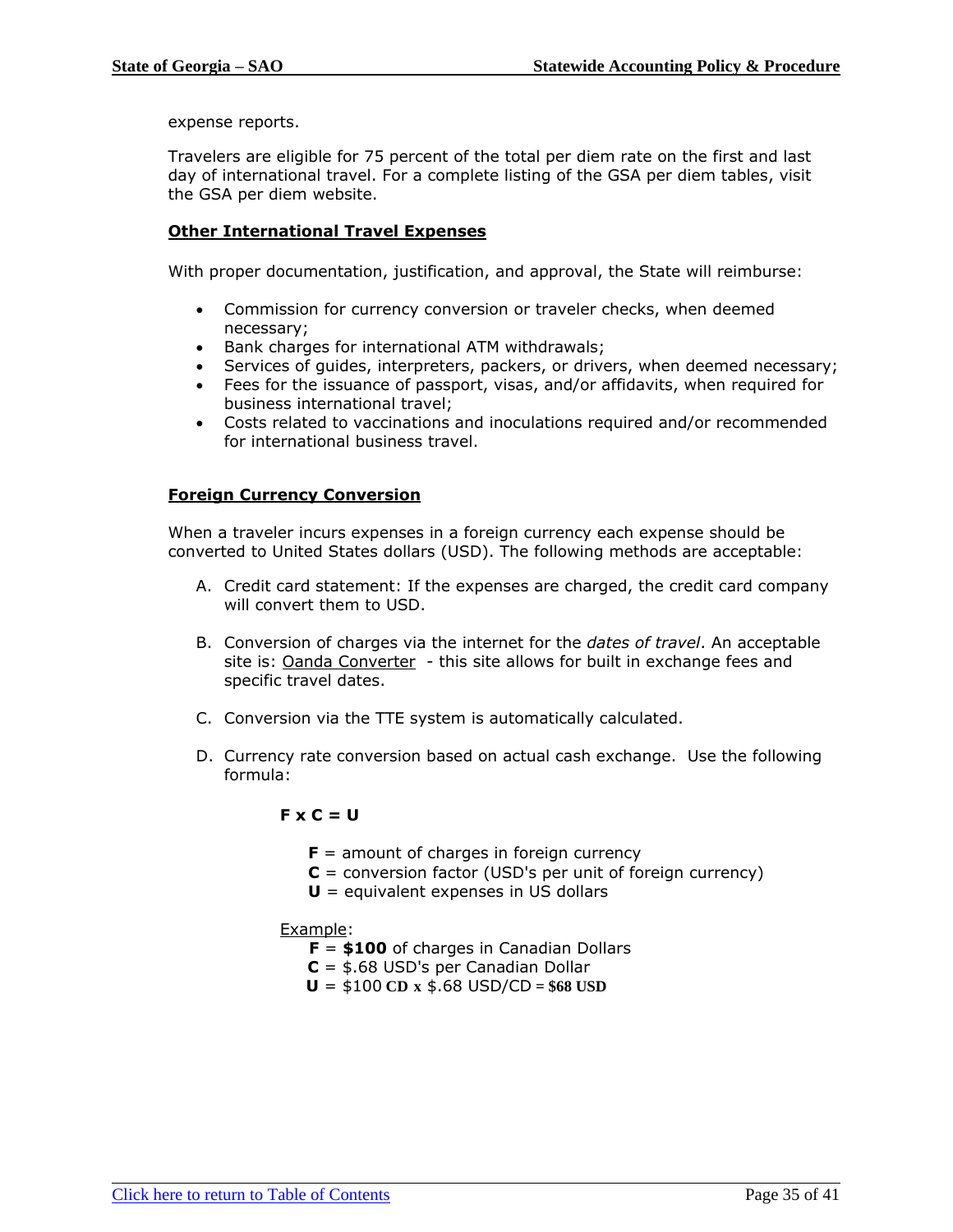expense reports.

Travelers are eligible for 75 percent of the total per diem rate on the first and last day of international travel. For a complete listing of the GSA per diem tables, visit the GSA per diem website.

**Other International Travel Expenses**

With proper documentation, justification, and approval, the State will reimburse:

- Commission for currency conversion or traveler checks, when deemed necessary;
- Bank charges for international ATM withdrawals;
- Services of guides, interpreters, packers, or drivers, when deemed necessary;
- Fees for the issuance of passport, visas, and/or affidavits, when required for business international travel;
- Costs related to vaccinations and inoculations required and/or recommended for international business travel.

**Foreign Currency Conversion**

When a traveler incurs expenses in a foreign currency each expense should be converted to United States dollars (USD). The following methods are acceptable:

A. Credit card statement: If the expenses are charged, the credit card company will convert them to USD.

B. Conversion of charges via the internet for the *dates of travel*. An acceptable site is: Oanda Converter - this site allows for built in exchange fees and specific travel dates.

C. Conversion via the TTE system is automatically calculated.

D. Currency rate conversion based on actual cash exchange. Use the following formula:

**F x C = U**

**F** = amount of charges in foreign currency
**C** = conversion factor (USD's per unit of foreign currency)
**U** = equivalent expenses in US dollars

Example:
**F** = **$100** of charges in Canadian Dollars
**C** = $.68 USD's per Canadian Dollar
**U** = $100 **CD x** $.68 USD/CD = **$68 USD**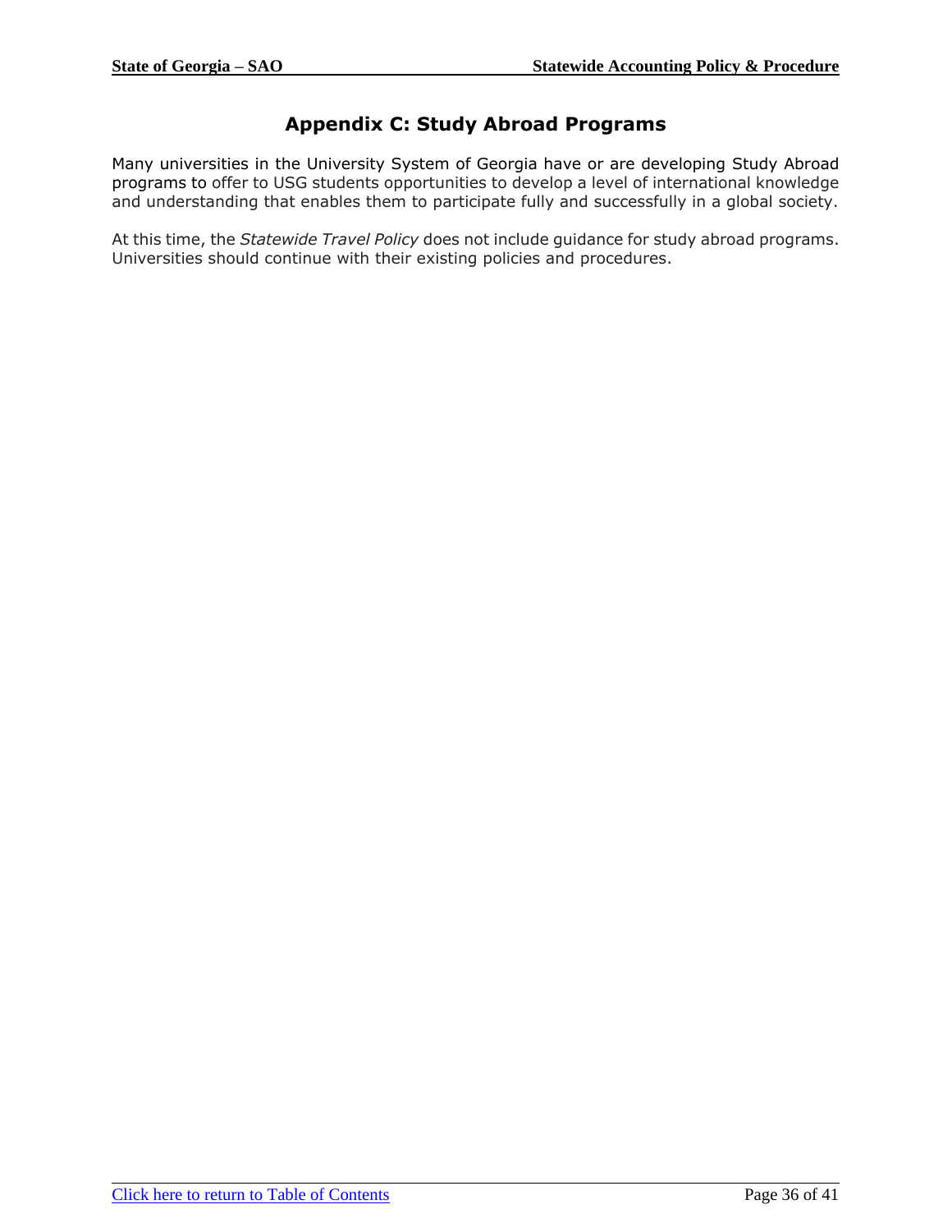# Appendix C: Study Abroad Programs

Many universities in the University System of Georgia have or are developing Study Abroad programs to offer to USG students opportunities to develop a level of international knowledge and understanding that enables them to participate fully and successfully in a global society.

At this time, the *Statewide Travel Policy* does not include guidance for study abroad programs. Universities should continue with their existing policies and procedures.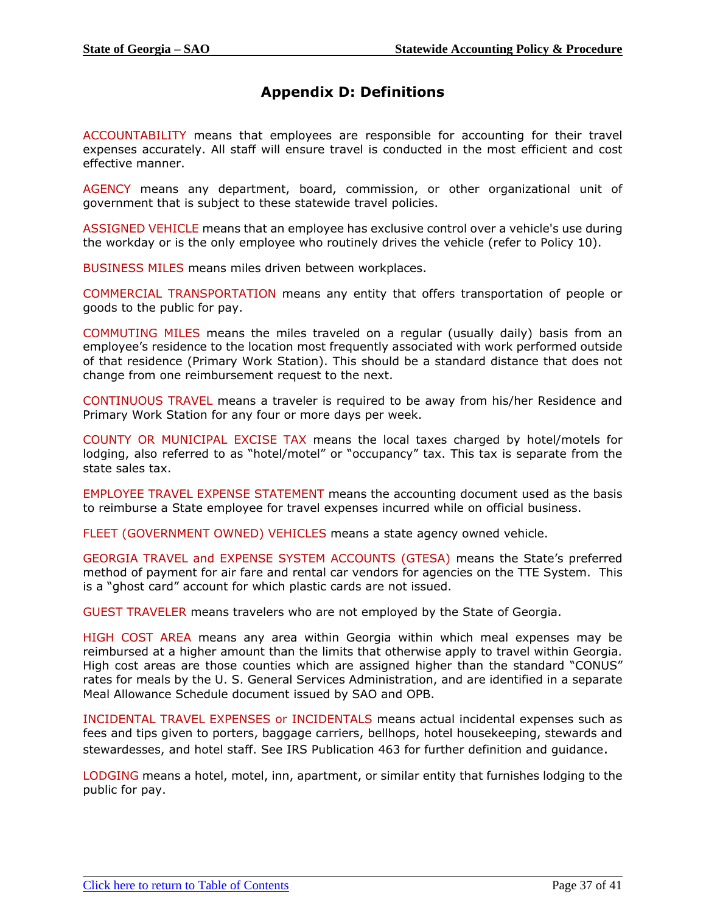# Appendix D: Definitions

ACCOUNTABILITY means that employees are responsible for accounting for their travel expenses accurately. All staff will ensure travel is conducted in the most efficient and cost effective manner.

AGENCY means any department, board, commission, or other organizational unit of government that is subject to these statewide travel policies.

ASSIGNED VEHICLE means that an employee has exclusive control over a vehicle's use during the workday or is the only employee who routinely drives the vehicle (refer to Policy 10).

BUSINESS MILES means miles driven between workplaces.

COMMERCIAL TRANSPORTATION means any entity that offers transportation of people or goods to the public for pay.

COMMUTING MILES means the miles traveled on a regular (usually daily) basis from an employee's residence to the location most frequently associated with work performed outside of that residence (Primary Work Station). This should be a standard distance that does not change from one reimbursement request to the next.

CONTINUOUS TRAVEL means a traveler is required to be away from his/her Residence and Primary Work Station for any four or more days per week.

COUNTY OR MUNICIPAL EXCISE TAX means the local taxes charged by hotel/motels for lodging, also referred to as "hotel/motel" or "occupancy" tax. This tax is separate from the state sales tax.

EMPLOYEE TRAVEL EXPENSE STATEMENT means the accounting document used as the basis to reimburse a State employee for travel expenses incurred while on official business.

FLEET (GOVERNMENT OWNED) VEHICLES means a state agency owned vehicle.

GEORGIA TRAVEL and EXPENSE SYSTEM ACCOUNTS (GTESA) means the State's preferred method of payment for air fare and rental car vendors for agencies on the TTE System. This is a "ghost card" account for which plastic cards are not issued.

GUEST TRAVELER means travelers who are not employed by the State of Georgia.

HIGH COST AREA means any area within Georgia within which meal expenses may be reimbursed at a higher amount than the limits that otherwise apply to travel within Georgia. High cost areas are those counties which are assigned higher than the standard "CONUS" rates for meals by the U. S. General Services Administration, and are identified in a separate Meal Allowance Schedule document issued by SAO and OPB.

INCIDENTAL TRAVEL EXPENSES or INCIDENTALS means actual incidental expenses such as fees and tips given to porters, baggage carriers, bellhops, hotel housekeeping, stewards and stewardesses, and hotel staff. See IRS Publication 463 for further definition and guidance.

LODGING means a hotel, motel, inn, apartment, or similar entity that furnishes lodging to the public for pay.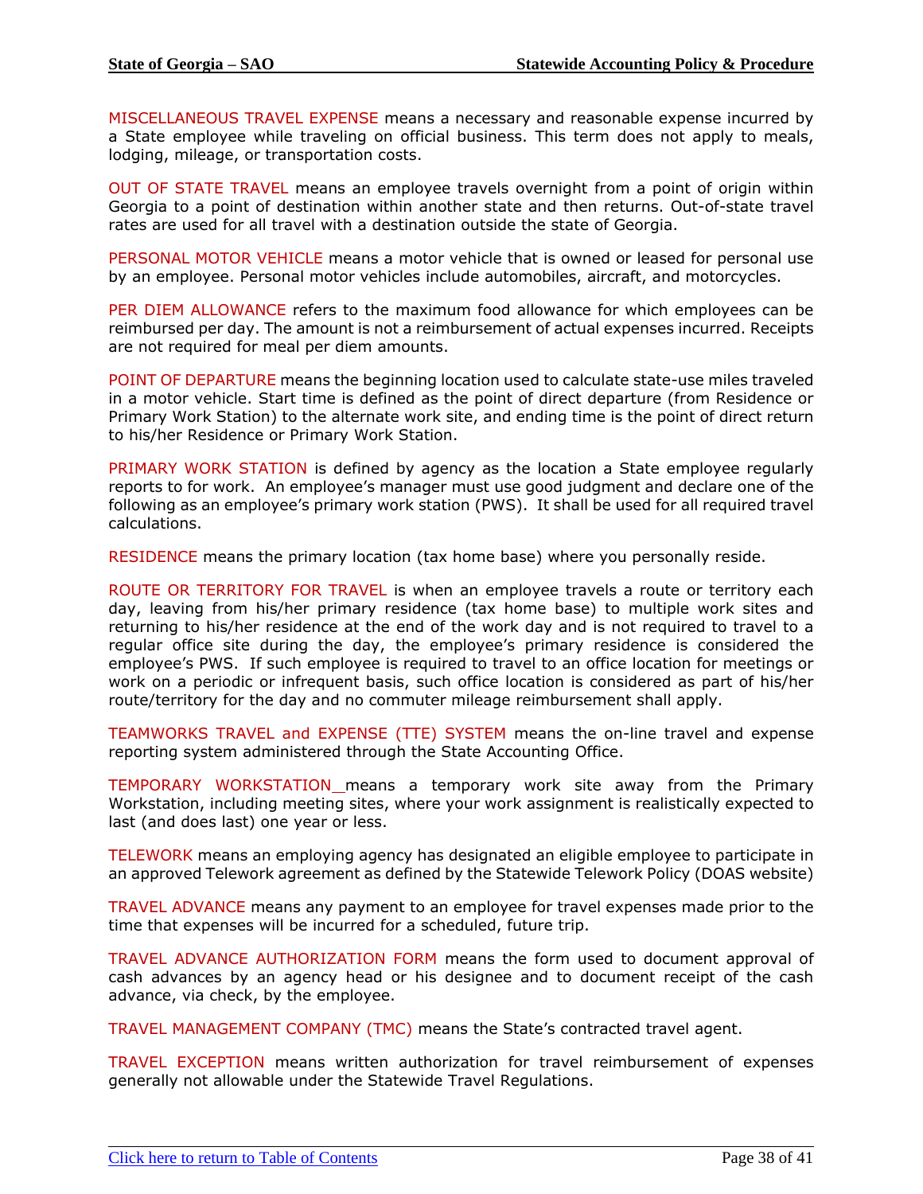MISCELLANEOUS TRAVEL EXPENSE means a necessary and reasonable expense incurred by a State employee while traveling on official business. This term does not apply to meals, lodging, mileage, or transportation costs.

OUT OF STATE TRAVEL means an employee travels overnight from a point of origin within Georgia to a point of destination within another state and then returns. Out-of-state travel rates are used for all travel with a destination outside the state of Georgia.

PERSONAL MOTOR VEHICLE means a motor vehicle that is owned or leased for personal use by an employee. Personal motor vehicles include automobiles, aircraft, and motorcycles.

PER DIEM ALLOWANCE refers to the maximum food allowance for which employees can be reimbursed per day. The amount is not a reimbursement of actual expenses incurred. Receipts are not required for meal per diem amounts.

POINT OF DEPARTURE means the beginning location used to calculate state-use miles traveled in a motor vehicle. Start time is defined as the point of direct departure (from Residence or Primary Work Station) to the alternate work site, and ending time is the point of direct return to his/her Residence or Primary Work Station.

PRIMARY WORK STATION is defined by agency as the location a State employee regularly reports to for work. An employee's manager must use good judgment and declare one of the following as an employee's primary work station (PWS). It shall be used for all required travel calculations.

RESIDENCE means the primary location (tax home base) where you personally reside.

ROUTE OR TERRITORY FOR TRAVEL is when an employee travels a route or territory each day, leaving from his/her primary residence (tax home base) to multiple work sites and returning to his/her residence at the end of the work day and is not required to travel to a regular office site during the day, the employee's primary residence is considered the employee's PWS. If such employee is required to travel to an office location for meetings or work on a periodic or infrequent basis, such office location is considered as part of his/her route/territory for the day and no commuter mileage reimbursement shall apply.

TEAMWORKS TRAVEL and EXPENSE (TTE) SYSTEM means the on-line travel and expense reporting system administered through the State Accounting Office.

TEMPORARY WORKSTATION means a temporary work site away from the Primary Workstation, including meeting sites, where your work assignment is realistically expected to last (and does last) one year or less.

TELEWORK means an employing agency has designated an eligible employee to participate in an approved Telework agreement as defined by the Statewide Telework Policy (DOAS website)

TRAVEL ADVANCE means any payment to an employee for travel expenses made prior to the time that expenses will be incurred for a scheduled, future trip.

TRAVEL ADVANCE AUTHORIZATION FORM means the form used to document approval of cash advances by an agency head or his designee and to document receipt of the cash advance, via check, by the employee.

TRAVEL MANAGEMENT COMPANY (TMC) means the State's contracted travel agent.

TRAVEL EXCEPTION means written authorization for travel reimbursement of expenses generally not allowable under the Statewide Travel Regulations.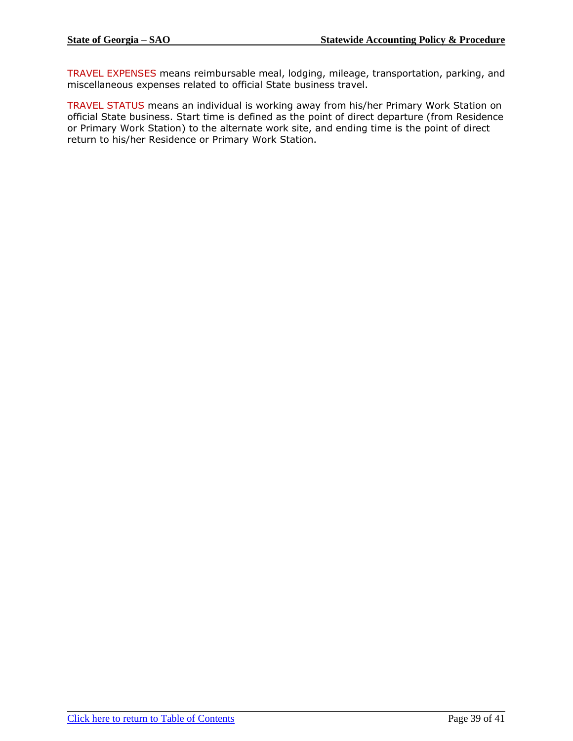TRAVEL EXPENSES means reimbursable meal, lodging, mileage, transportation, parking, and miscellaneous expenses related to official State business travel.

TRAVEL STATUS means an individual is working away from his/her Primary Work Station on official State business. Start time is defined as the point of direct departure (from Residence or Primary Work Station) to the alternate work site, and ending time is the point of direct return to his/her Residence or Primary Work Station.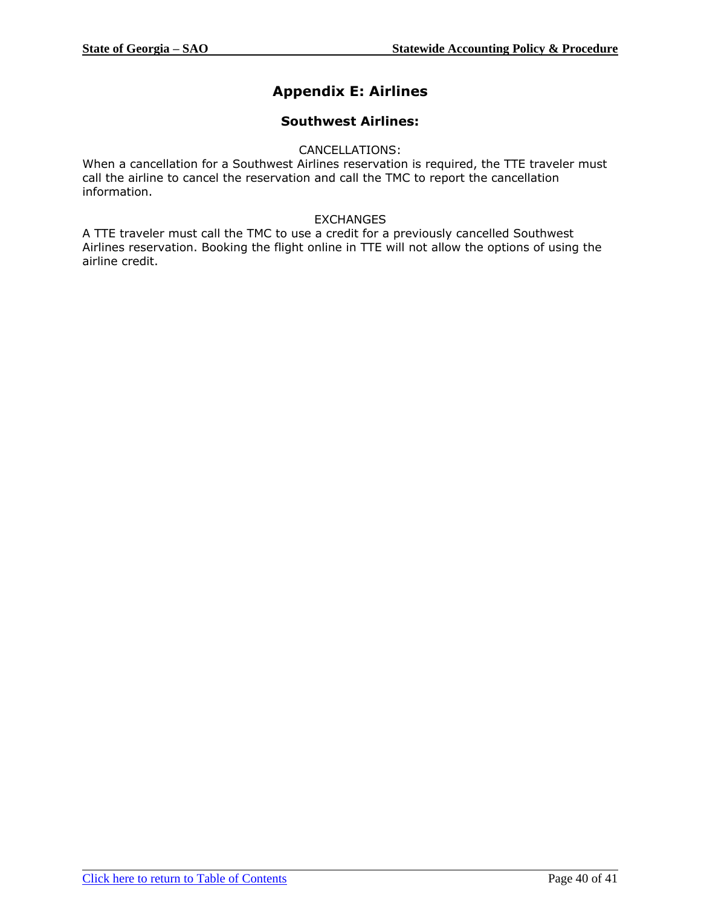# Appendix E: Airlines

## Southwest Airlines:

CANCELLATIONS:

When a cancellation for a Southwest Airlines reservation is required, the TTE traveler must call the airline to cancel the reservation and call the TMC to report the cancellation information.

EXCHANGES

A TTE traveler must call the TMC to use a credit for a previously cancelled Southwest Airlines reservation. Booking the flight online in TTE will not allow the options of using the airline credit.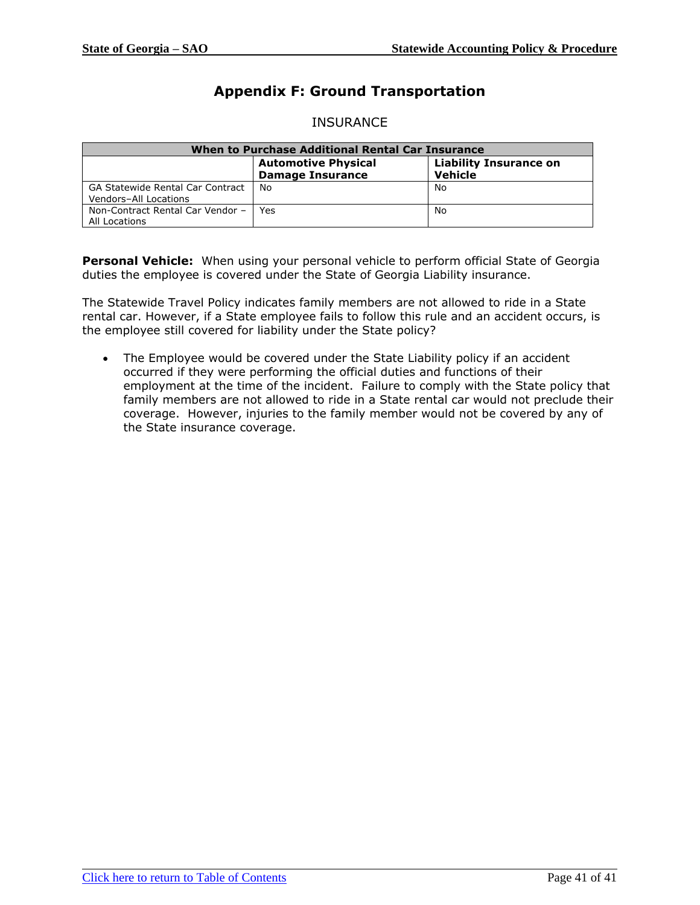# Appendix F: Ground Transportation

INSURANCE

| When to Purchase Additional Rental Car Insurance | | |
|---|---|---|
| | **Automotive Physical Damage Insurance** | **Liability Insurance on Vehicle** |
| GA Statewide Rental Car Contract Vendors–All Locations | No | No |
| Non-Contract Rental Car Vendor – All Locations | Yes | No |

**Personal Vehicle:** When using your personal vehicle to perform official State of Georgia duties the employee is covered under the State of Georgia Liability insurance.

The Statewide Travel Policy indicates family members are not allowed to ride in a State rental car. However, if a State employee fails to follow this rule and an accident occurs, is the employee still covered for liability under the State policy?

- The Employee would be covered under the State Liability policy if an accident occurred if they were performing the official duties and functions of their employment at the time of the incident. Failure to comply with the State policy that family members are not allowed to ride in a State rental car would not preclude their coverage. However, injuries to the family member would not be covered by any of the State insurance coverage.